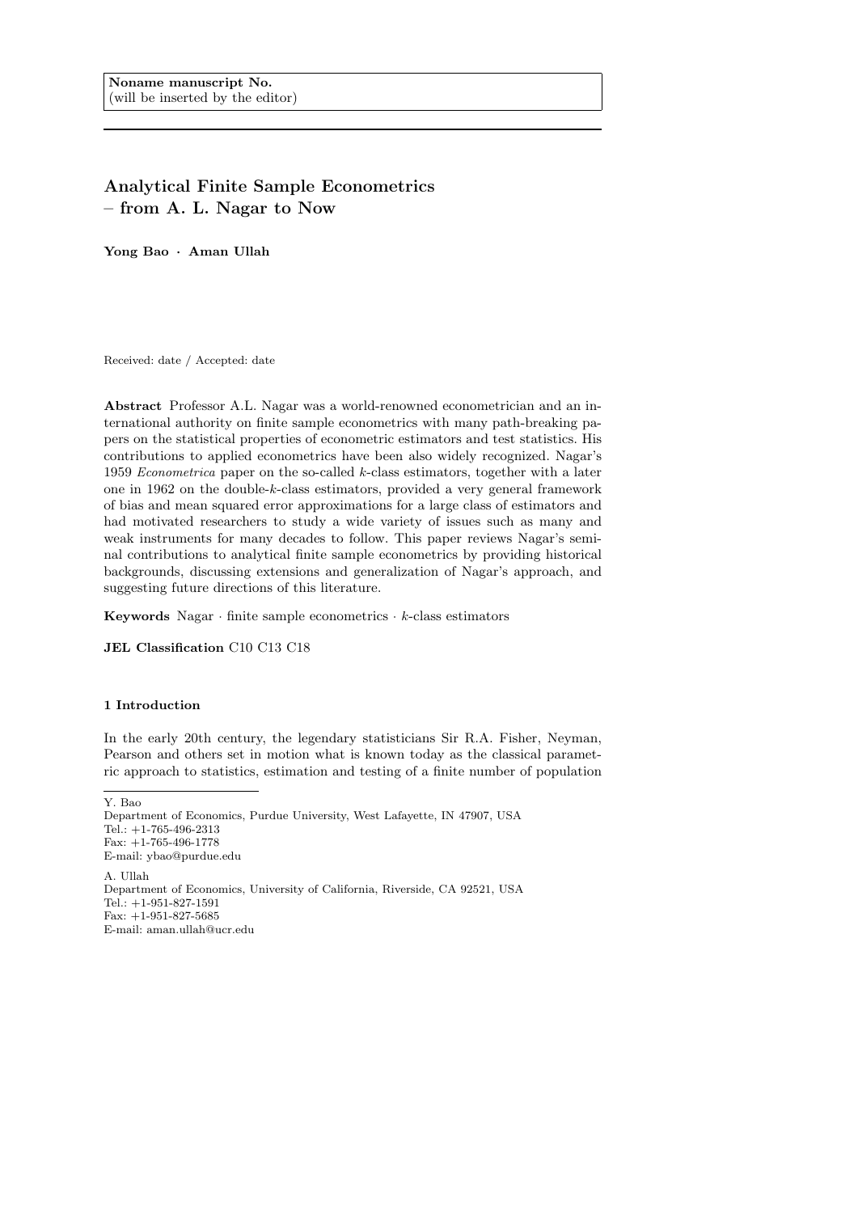Noname manuscript No.
(will be inserted by the editor)

# Analytical Finite Sample Econometrics – from A. L. Nagar to Now

**Yong Bao · Aman Ullah**

Received: date / Accepted: date

**Abstract** Professor A.L. Nagar was a world-renowned econometrician and an international authority on finite sample econometrics with many path-breaking papers on the statistical properties of econometric estimators and test statistics. His contributions to applied econometrics have been also widely recognized. Nagar's 1959 *Econometrica* paper on the so-called $k$-class estimators, together with a later one in 1962 on the double-$k$-class estimators, provided a very general framework of bias and mean squared error approximations for a large class of estimators and had motivated researchers to study a wide variety of issues such as many and weak instruments for many decades to follow. This paper reviews Nagar's seminal contributions to analytical finite sample econometrics by providing historical backgrounds, discussing extensions and generalization of Nagar's approach, and suggesting future directions of this literature.

**Keywords** Nagar · finite sample econometrics · $k$-class estimators

**JEL Classification** C10 C13 C18

## 1 Introduction

In the early 20th century, the legendary statisticians Sir R.A. Fisher, Neyman, Pearson and others set in motion what is known today as the classical parametric approach to statistics, estimation and testing of a finite number of population

---

Y. Bao
Department of Economics, Purdue University, West Lafayette, IN 47907, USA
Tel.: +1-765-496-2313
Fax: +1-765-496-1778
E-mail: ybao@purdue.edu

A. Ullah
Department of Economics, University of California, Riverside, CA 92521, USA
Tel.: +1-951-827-1591
Fax: +1-951-827-5685
E-mail: aman.ullah@ucr.edu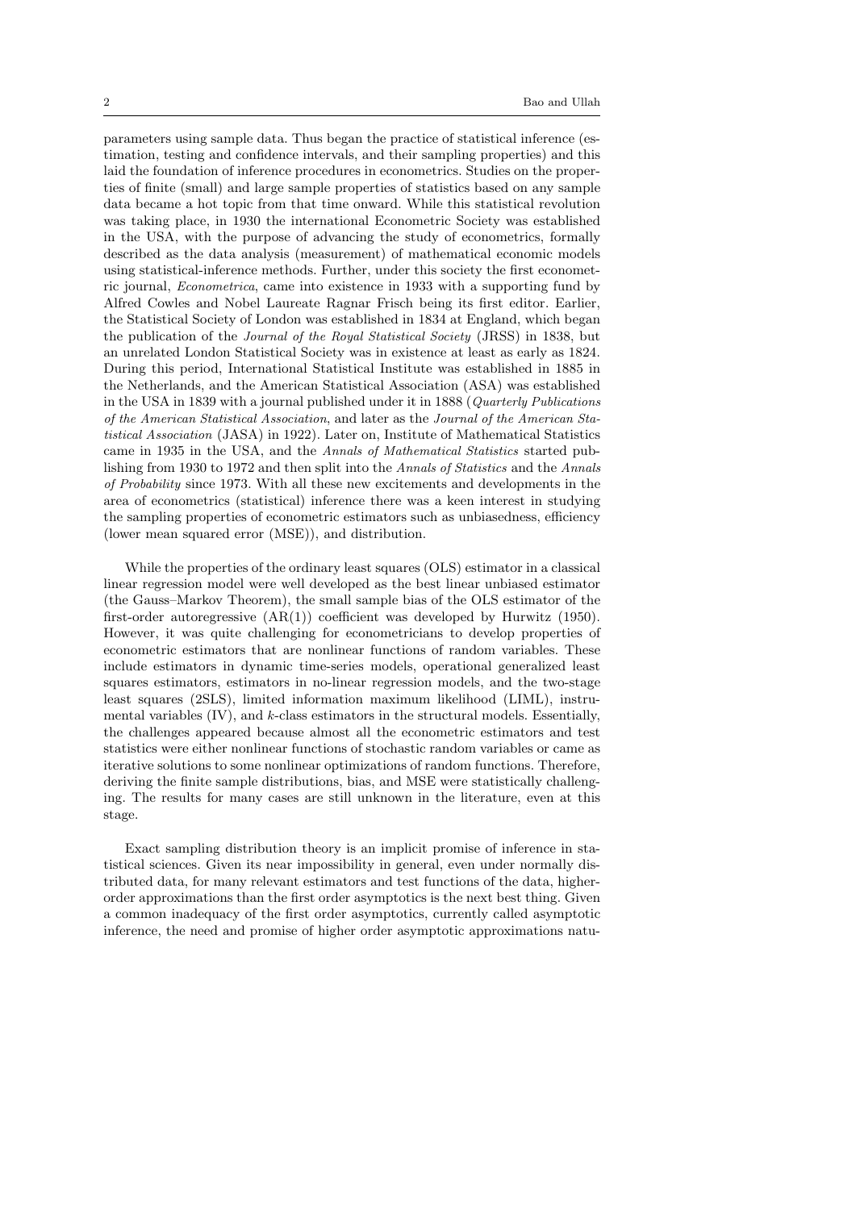parameters using sample data. Thus began the practice of statistical inference (estimation, testing and confidence intervals, and their sampling properties) and this laid the foundation of inference procedures in econometrics. Studies on the properties of finite (small) and large sample properties of statistics based on any sample data became a hot topic from that time onward. While this statistical revolution was taking place, in 1930 the international Econometric Society was established in the USA, with the purpose of advancing the study of econometrics, formally described as the data analysis (measurement) of mathematical economic models using statistical-inference methods. Further, under this society the first econometric journal, *Econometrica*, came into existence in 1933 with a supporting fund by Alfred Cowles and Nobel Laureate Ragnar Frisch being its first editor. Earlier, the Statistical Society of London was established in 1834 at England, which began the publication of the *Journal of the Royal Statistical Society* (JRSS) in 1838, but an unrelated London Statistical Society was in existence at least as early as 1824. During this period, International Statistical Institute was established in 1885 in the Netherlands, and the American Statistical Association (ASA) was established in the USA in 1839 with a journal published under it in 1888 (*Quarterly Publications of the American Statistical Association*, and later as the *Journal of the American Statistical Association* (JASA) in 1922). Later on, Institute of Mathematical Statistics came in 1935 in the USA, and the *Annals of Mathematical Statistics* started publishing from 1930 to 1972 and then split into the *Annals of Statistics* and the *Annals of Probability* since 1973. With all these new excitements and developments in the area of econometrics (statistical) inference there was a keen interest in studying the sampling properties of econometric estimators such as unbiasedness, efficiency (lower mean squared error (MSE)), and distribution.

While the properties of the ordinary least squares (OLS) estimator in a classical linear regression model were well developed as the best linear unbiased estimator (the Gauss–Markov Theorem), the small sample bias of the OLS estimator of the first-order autoregressive (AR(1)) coefficient was developed by Hurwitz (1950). However, it was quite challenging for econometricians to develop properties of econometric estimators that are nonlinear functions of random variables. These include estimators in dynamic time-series models, operational generalized least squares estimators, estimators in no-linear regression models, and the two-stage least squares (2SLS), limited information maximum likelihood (LIML), instrumental variables (IV), and $k$-class estimators in the structural models. Essentially, the challenges appeared because almost all the econometric estimators and test statistics were either nonlinear functions of stochastic random variables or came as iterative solutions to some nonlinear optimizations of random functions. Therefore, deriving the finite sample distributions, bias, and MSE were statistically challenging. The results for many cases are still unknown in the literature, even at this stage.

Exact sampling distribution theory is an implicit promise of inference in statistical sciences. Given its near impossibility in general, even under normally distributed data, for many relevant estimators and test functions of the data, higher-order approximations than the first order asymptotics is the next best thing. Given a common inadequacy of the first order asymptotics, currently called asymptotic inference, the need and promise of higher order asymptotic approximations natu-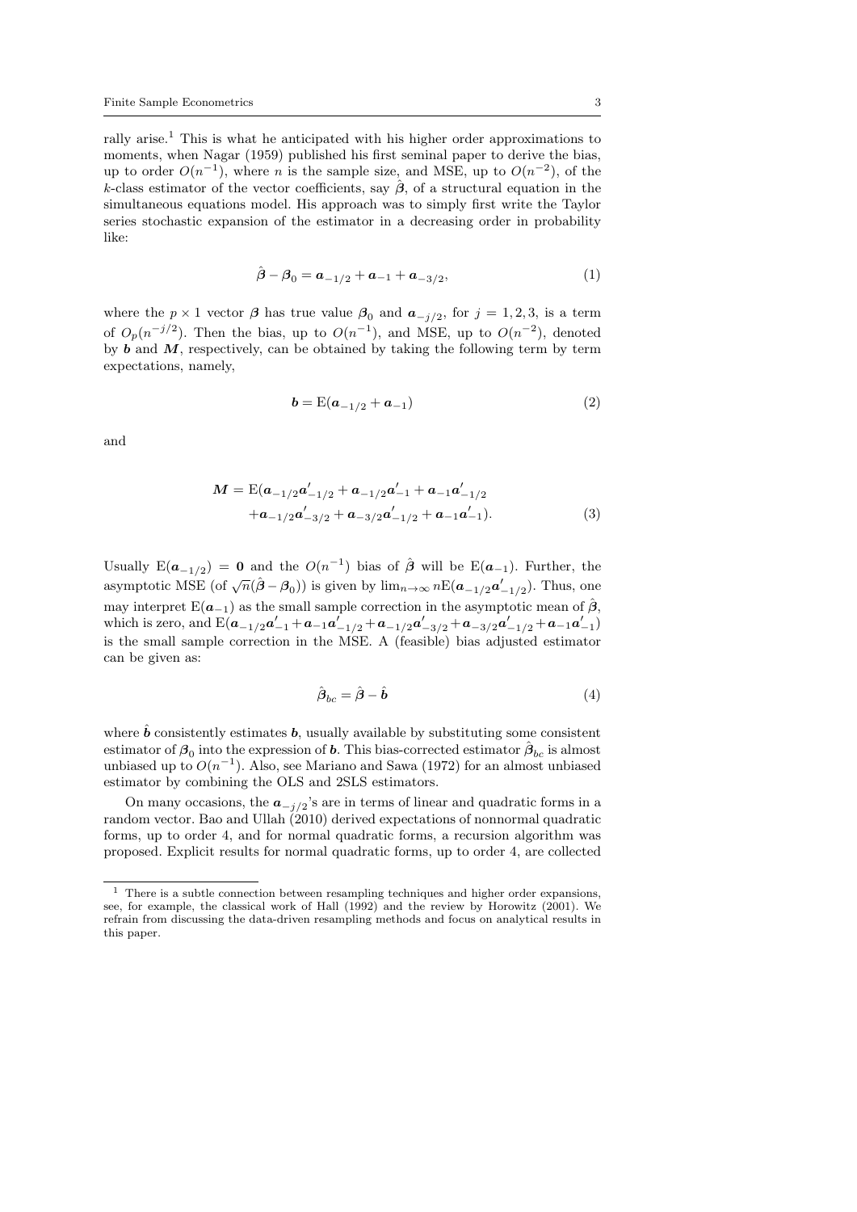rally arise.[1] This is what he anticipated with his higher order approximations to moments, when Nagar (1959) published his first seminal paper to derive the bias, up to order $O(n^{-1})$, where $n$ is the sample size, and MSE, up to $O(n^{-2})$, of the $k$-class estimator of the vector coefficients, say $\hat{\boldsymbol{\beta}}$, of a structural equation in the simultaneous equations model. His approach was to simply first write the Taylor series stochastic expansion of the estimator in a decreasing order in probability like:

$$\hat{\boldsymbol{\beta}} - \boldsymbol{\beta}_0 = \boldsymbol{a}_{-1/2} + \boldsymbol{a}_{-1} + \boldsymbol{a}_{-3/2}, \tag{1}$$

where the $p \times 1$ vector $\boldsymbol{\beta}$ has true value $\boldsymbol{\beta}_0$ and $\boldsymbol{a}_{-j/2}$, for $j = 1, 2, 3$, is a term of $O_p(n^{-j/2})$. Then the bias, up to $O(n^{-1})$, and MSE, up to $O(n^{-2})$, denoted by $\boldsymbol{b}$ and $\boldsymbol{M}$, respectively, can be obtained by taking the following term by term expectations, namely,

$$\boldsymbol{b} = \mathrm{E}(\boldsymbol{a}_{-1/2} + \boldsymbol{a}_{-1}) \tag{2}$$

and

$$\begin{aligned} \boldsymbol{M} = \mathrm{E}(&\boldsymbol{a}_{-1/2}\boldsymbol{a}'_{-1/2} + \boldsymbol{a}_{-1/2}\boldsymbol{a}'_{-1} + \boldsymbol{a}_{-1}\boldsymbol{a}'_{-1/2} \\ &+ \boldsymbol{a}_{-1/2}\boldsymbol{a}'_{-3/2} + \boldsymbol{a}_{-3/2}\boldsymbol{a}'_{-1/2} + \boldsymbol{a}_{-1}\boldsymbol{a}'_{-1}). \end{aligned} \tag{3}$$

Usually $\mathrm{E}(\boldsymbol{a}_{-1/2}) = \boldsymbol{0}$ and the $O(n^{-1})$ bias of $\hat{\boldsymbol{\beta}}$ will be $\mathrm{E}(\boldsymbol{a}_{-1})$. Further, the asymptotic MSE (of $\sqrt{n}(\hat{\boldsymbol{\beta}} - \boldsymbol{\beta}_0)$) is given by $\lim_{n\to\infty} n\mathrm{E}(\boldsymbol{a}_{-1/2}\boldsymbol{a}'_{-1/2})$. Thus, one may interpret $\mathrm{E}(\boldsymbol{a}_{-1})$ as the small sample correction in the asymptotic mean of $\hat{\boldsymbol{\beta}}$, which is zero, and $\mathrm{E}(\boldsymbol{a}_{-1/2}\boldsymbol{a}'_{-1} + \boldsymbol{a}_{-1}\boldsymbol{a}'_{-1/2} + \boldsymbol{a}_{-1/2}\boldsymbol{a}'_{-3/2} + \boldsymbol{a}_{-3/2}\boldsymbol{a}'_{-1/2} + \boldsymbol{a}_{-1}\boldsymbol{a}'_{-1})$ is the small sample correction in the MSE. A (feasible) bias adjusted estimator can be given as:

$$\hat{\boldsymbol{\beta}}_{bc} = \hat{\boldsymbol{\beta}} - \hat{\boldsymbol{b}} \tag{4}$$

where $\hat{\boldsymbol{b}}$ consistently estimates $\boldsymbol{b}$, usually available by substituting some consistent estimator of $\boldsymbol{\beta}_0$ into the expression of $\boldsymbol{b}$. This bias-corrected estimator $\hat{\boldsymbol{\beta}}_{bc}$ is almost unbiased up to $O(n^{-1})$. Also, see Mariano and Sawa (1972) for an almost unbiased estimator by combining the OLS and 2SLS estimators.

On many occasions, the $\boldsymbol{a}_{-j/2}$'s are in terms of linear and quadratic forms in a random vector. Bao and Ullah (2010) derived expectations of nonnormal quadratic forms, up to order 4, and for normal quadratic forms, a recursion algorithm was proposed. Explicit results for normal quadratic forms, up to order 4, are collected

[1] There is a subtle connection between resampling techniques and higher order expansions, see, for example, the classical work of Hall (1992) and the review by Horowitz (2001). We refrain from discussing the data-driven resampling methods and focus on analytical results in this paper.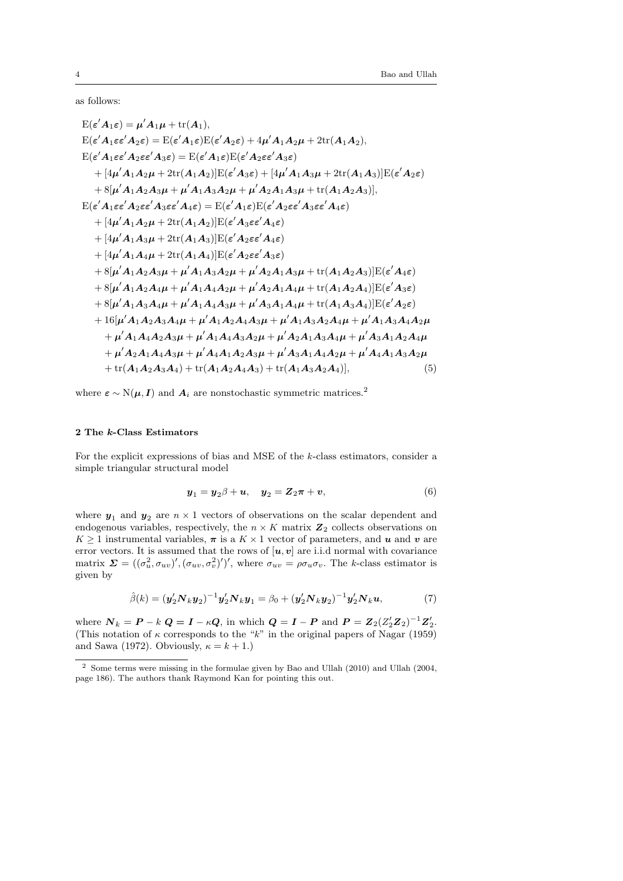as follows:

$$
\begin{aligned}
&\mathrm{E}(\boldsymbol{\varepsilon}'\boldsymbol{A}_1\boldsymbol{\varepsilon}) = \boldsymbol{\mu}'\boldsymbol{A}_1\boldsymbol{\mu} + \mathrm{tr}(\boldsymbol{A}_1),\\
&\mathrm{E}(\boldsymbol{\varepsilon}'\boldsymbol{A}_1\boldsymbol{\varepsilon}\boldsymbol{\varepsilon}'\boldsymbol{A}_2\boldsymbol{\varepsilon}) = \mathrm{E}(\boldsymbol{\varepsilon}'\boldsymbol{A}_1\boldsymbol{\varepsilon})\mathrm{E}(\boldsymbol{\varepsilon}'\boldsymbol{A}_2\boldsymbol{\varepsilon}) + 4\boldsymbol{\mu}'\boldsymbol{A}_1\boldsymbol{A}_2\boldsymbol{\mu} + 2\mathrm{tr}(\boldsymbol{A}_1\boldsymbol{A}_2),\\
&\mathrm{E}(\boldsymbol{\varepsilon}'\boldsymbol{A}_1\boldsymbol{\varepsilon}\boldsymbol{\varepsilon}'\boldsymbol{A}_2\boldsymbol{\varepsilon}\boldsymbol{\varepsilon}'\boldsymbol{A}_3\boldsymbol{\varepsilon}) = \mathrm{E}(\boldsymbol{\varepsilon}'\boldsymbol{A}_1\boldsymbol{\varepsilon})\mathrm{E}(\boldsymbol{\varepsilon}'\boldsymbol{A}_2\boldsymbol{\varepsilon}\boldsymbol{\varepsilon}'\boldsymbol{A}_3\boldsymbol{\varepsilon})\\
&\quad + [4\boldsymbol{\mu}'\boldsymbol{A}_1\boldsymbol{A}_2\boldsymbol{\mu} + 2\mathrm{tr}(\boldsymbol{A}_1\boldsymbol{A}_2)]\mathrm{E}(\boldsymbol{\varepsilon}'\boldsymbol{A}_3\boldsymbol{\varepsilon}) + [4\boldsymbol{\mu}'\boldsymbol{A}_1\boldsymbol{A}_3\boldsymbol{\mu} + 2\mathrm{tr}(\boldsymbol{A}_1\boldsymbol{A}_3)]\mathrm{E}(\boldsymbol{\varepsilon}'\boldsymbol{A}_2\boldsymbol{\varepsilon})\\
&\quad + 8[\boldsymbol{\mu}'\boldsymbol{A}_1\boldsymbol{A}_2\boldsymbol{A}_3\boldsymbol{\mu} + \boldsymbol{\mu}'\boldsymbol{A}_1\boldsymbol{A}_3\boldsymbol{A}_2\boldsymbol{\mu} + \boldsymbol{\mu}'\boldsymbol{A}_2\boldsymbol{A}_1\boldsymbol{A}_3\boldsymbol{\mu} + \mathrm{tr}(\boldsymbol{A}_1\boldsymbol{A}_2\boldsymbol{A}_3)],\\
&\mathrm{E}(\boldsymbol{\varepsilon}'\boldsymbol{A}_1\boldsymbol{\varepsilon}\boldsymbol{\varepsilon}'\boldsymbol{A}_2\boldsymbol{\varepsilon}\boldsymbol{\varepsilon}'\boldsymbol{A}_3\boldsymbol{\varepsilon}\boldsymbol{\varepsilon}'\boldsymbol{A}_4\boldsymbol{\varepsilon}) = \mathrm{E}(\boldsymbol{\varepsilon}'\boldsymbol{A}_1\boldsymbol{\varepsilon})\mathrm{E}(\boldsymbol{\varepsilon}'\boldsymbol{A}_2\boldsymbol{\varepsilon}\boldsymbol{\varepsilon}'\boldsymbol{A}_3\boldsymbol{\varepsilon}\boldsymbol{\varepsilon}'\boldsymbol{A}_4\boldsymbol{\varepsilon})\\
&\quad + [4\boldsymbol{\mu}'\boldsymbol{A}_1\boldsymbol{A}_2\boldsymbol{\mu} + 2\mathrm{tr}(\boldsymbol{A}_1\boldsymbol{A}_2)]\mathrm{E}(\boldsymbol{\varepsilon}'\boldsymbol{A}_3\boldsymbol{\varepsilon}\boldsymbol{\varepsilon}'\boldsymbol{A}_4\boldsymbol{\varepsilon})\\
&\quad + [4\boldsymbol{\mu}'\boldsymbol{A}_1\boldsymbol{A}_3\boldsymbol{\mu} + 2\mathrm{tr}(\boldsymbol{A}_1\boldsymbol{A}_3)]\mathrm{E}(\boldsymbol{\varepsilon}'\boldsymbol{A}_2\boldsymbol{\varepsilon}\boldsymbol{\varepsilon}'\boldsymbol{A}_4\boldsymbol{\varepsilon})\\
&\quad + [4\boldsymbol{\mu}'\boldsymbol{A}_1\boldsymbol{A}_4\boldsymbol{\mu} + 2\mathrm{tr}(\boldsymbol{A}_1\boldsymbol{A}_4)]\mathrm{E}(\boldsymbol{\varepsilon}'\boldsymbol{A}_2\boldsymbol{\varepsilon}\boldsymbol{\varepsilon}'\boldsymbol{A}_3\boldsymbol{\varepsilon})\\
&\quad + 8[\boldsymbol{\mu}'\boldsymbol{A}_1\boldsymbol{A}_2\boldsymbol{A}_3\boldsymbol{\mu} + \boldsymbol{\mu}'\boldsymbol{A}_1\boldsymbol{A}_3\boldsymbol{A}_2\boldsymbol{\mu} + \boldsymbol{\mu}'\boldsymbol{A}_2\boldsymbol{A}_1\boldsymbol{A}_3\boldsymbol{\mu} + \mathrm{tr}(\boldsymbol{A}_1\boldsymbol{A}_2\boldsymbol{A}_3)]\mathrm{E}(\boldsymbol{\varepsilon}'\boldsymbol{A}_4\boldsymbol{\varepsilon})\\
&\quad + 8[\boldsymbol{\mu}'\boldsymbol{A}_1\boldsymbol{A}_2\boldsymbol{A}_4\boldsymbol{\mu} + \boldsymbol{\mu}'\boldsymbol{A}_1\boldsymbol{A}_4\boldsymbol{A}_2\boldsymbol{\mu} + \boldsymbol{\mu}'\boldsymbol{A}_2\boldsymbol{A}_1\boldsymbol{A}_4\boldsymbol{\mu} + \mathrm{tr}(\boldsymbol{A}_1\boldsymbol{A}_2\boldsymbol{A}_4)]\mathrm{E}(\boldsymbol{\varepsilon}'\boldsymbol{A}_3\boldsymbol{\varepsilon})\\
&\quad + 8[\boldsymbol{\mu}'\boldsymbol{A}_1\boldsymbol{A}_3\boldsymbol{A}_4\boldsymbol{\mu} + \boldsymbol{\mu}'\boldsymbol{A}_1\boldsymbol{A}_4\boldsymbol{A}_3\boldsymbol{\mu} + \boldsymbol{\mu}'\boldsymbol{A}_3\boldsymbol{A}_1\boldsymbol{A}_4\boldsymbol{\mu} + \mathrm{tr}(\boldsymbol{A}_1\boldsymbol{A}_3\boldsymbol{A}_4)]\mathrm{E}(\boldsymbol{\varepsilon}'\boldsymbol{A}_2\boldsymbol{\varepsilon})\\
&\quad + 16[\boldsymbol{\mu}'\boldsymbol{A}_1\boldsymbol{A}_2\boldsymbol{A}_3\boldsymbol{A}_4\boldsymbol{\mu} + \boldsymbol{\mu}'\boldsymbol{A}_1\boldsymbol{A}_2\boldsymbol{A}_4\boldsymbol{A}_3\boldsymbol{\mu} + \boldsymbol{\mu}'\boldsymbol{A}_1\boldsymbol{A}_3\boldsymbol{A}_2\boldsymbol{A}_4\boldsymbol{\mu} + \boldsymbol{\mu}'\boldsymbol{A}_1\boldsymbol{A}_3\boldsymbol{A}_4\boldsymbol{A}_2\boldsymbol{\mu}\\
&\qquad + \boldsymbol{\mu}'\boldsymbol{A}_1\boldsymbol{A}_4\boldsymbol{A}_2\boldsymbol{A}_3\boldsymbol{\mu} + \boldsymbol{\mu}'\boldsymbol{A}_1\boldsymbol{A}_4\boldsymbol{A}_3\boldsymbol{A}_2\boldsymbol{\mu} + \boldsymbol{\mu}'\boldsymbol{A}_2\boldsymbol{A}_1\boldsymbol{A}_3\boldsymbol{A}_4\boldsymbol{\mu} + \boldsymbol{\mu}'\boldsymbol{A}_3\boldsymbol{A}_1\boldsymbol{A}_2\boldsymbol{A}_4\boldsymbol{\mu}\\
&\qquad + \boldsymbol{\mu}'\boldsymbol{A}_2\boldsymbol{A}_1\boldsymbol{A}_4\boldsymbol{A}_3\boldsymbol{\mu} + \boldsymbol{\mu}'\boldsymbol{A}_4\boldsymbol{A}_1\boldsymbol{A}_2\boldsymbol{A}_3\boldsymbol{\mu} + \boldsymbol{\mu}'\boldsymbol{A}_3\boldsymbol{A}_1\boldsymbol{A}_4\boldsymbol{A}_2\boldsymbol{\mu} + \boldsymbol{\mu}'\boldsymbol{A}_4\boldsymbol{A}_1\boldsymbol{A}_3\boldsymbol{A}_2\boldsymbol{\mu}\\
&\qquad + \mathrm{tr}(\boldsymbol{A}_1\boldsymbol{A}_2\boldsymbol{A}_3\boldsymbol{A}_4) + \mathrm{tr}(\boldsymbol{A}_1\boldsymbol{A}_2\boldsymbol{A}_4\boldsymbol{A}_3) + \mathrm{tr}(\boldsymbol{A}_1\boldsymbol{A}_3\boldsymbol{A}_2\boldsymbol{A}_4)], \qquad (5)
\end{aligned}
$$

where $\boldsymbol{\varepsilon} \sim \mathrm{N}(\boldsymbol{\mu}, \boldsymbol{I})$ and $\boldsymbol{A}_i$ are nonstochastic symmetric matrices.[2]

## 2 The $k$-Class Estimators

For the explicit expressions of bias and MSE of the $k$-class estimators, consider a simple triangular structural model

$$
\boldsymbol{y}_1 = \boldsymbol{y}_2\beta + \boldsymbol{u}, \quad \boldsymbol{y}_2 = \boldsymbol{Z}_2\boldsymbol{\pi} + \boldsymbol{v}, \tag{6}
$$

where $\boldsymbol{y}_1$ and $\boldsymbol{y}_2$ are $n \times 1$ vectors of observations on the scalar dependent and endogenous variables, respectively, the $n \times K$ matrix $\boldsymbol{Z}_2$ collects observations on $K \geq 1$ instrumental variables, $\boldsymbol{\pi}$ is a $K \times 1$ vector of parameters, and $\boldsymbol{u}$ and $\boldsymbol{v}$ are error vectors. It is assumed that the rows of $[\boldsymbol{u}, \boldsymbol{v}]$ are i.i.d normal with covariance matrix $\boldsymbol{\Sigma} = ((\sigma_u^2, \sigma_{uv})', (\sigma_{uv}, \sigma_v^2)')'$, where $\sigma_{uv} = \rho\sigma_u\sigma_v$. The $k$-class estimator is given by

$$
\hat{\beta}(k) = (\boldsymbol{y}_2'\boldsymbol{N}_k\boldsymbol{y}_2)^{-1}\boldsymbol{y}_2'\boldsymbol{N}_k\boldsymbol{y}_1 = \beta_0 + (\boldsymbol{y}_2'\boldsymbol{N}_k\boldsymbol{y}_2)^{-1}\boldsymbol{y}_2'\boldsymbol{N}_k\boldsymbol{u}, \tag{7}
$$

where $\boldsymbol{N}_k = \boldsymbol{P} - k\ \boldsymbol{Q} = \boldsymbol{I} - \kappa\boldsymbol{Q}$, in which $\boldsymbol{Q} = \boldsymbol{I} - \boldsymbol{P}$ and $\boldsymbol{P} = \boldsymbol{Z}_2(Z_2'\boldsymbol{Z}_2)^{-1}\boldsymbol{Z}_2'$. (This notation of $\kappa$ corresponds to the "$k$" in the original papers of Nagar (1959) and Sawa (1972). Obviously, $\kappa = k + 1$.)

[2] Some terms were missing in the formulae given by Bao and Ullah (2010) and Ullah (2004, page 186). The authors thank Raymond Kan for pointing this out.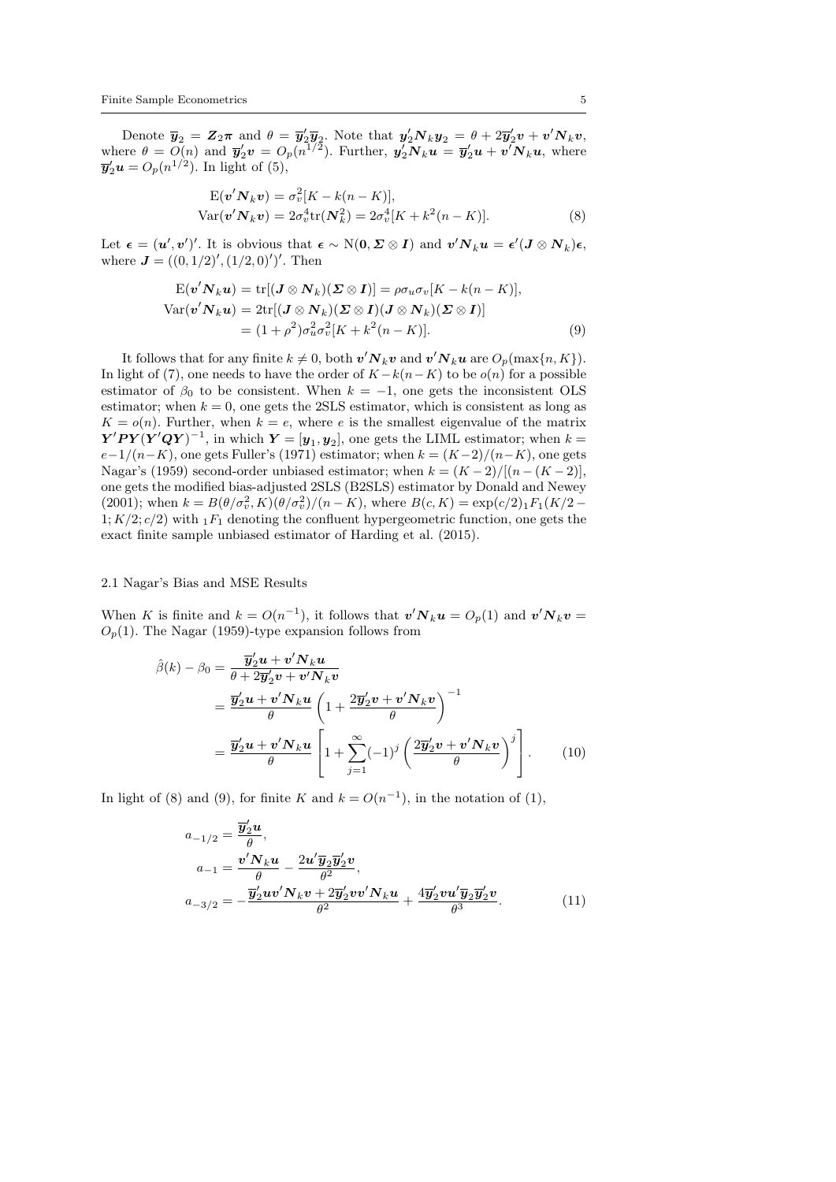Denote $\overline{\boldsymbol{y}}_2 = \boldsymbol{Z}_2\boldsymbol{\pi}$ and $\theta = \overline{\boldsymbol{y}}_2'\overline{\boldsymbol{y}}_2$. Note that $\boldsymbol{y}_2'\boldsymbol{N}_k\boldsymbol{y}_2 = \theta + 2\overline{\boldsymbol{y}}_2'\boldsymbol{v} + \boldsymbol{v}'\boldsymbol{N}_k\boldsymbol{v}$, where $\theta = O(n)$ and $\overline{\boldsymbol{y}}_2'\boldsymbol{v} = O_p(n^{1/2})$. Further, $\boldsymbol{y}_2'\boldsymbol{N}_k\boldsymbol{u} = \overline{\boldsymbol{y}}_2'\boldsymbol{u} + \boldsymbol{v}'\boldsymbol{N}_k\boldsymbol{u}$, where $\overline{\boldsymbol{y}}_2'\boldsymbol{u} = O_p(n^{1/2})$. In light of (5),

$$
\begin{aligned}
\mathrm{E}(\boldsymbol{v}'\boldsymbol{N}_k\boldsymbol{v}) &= \sigma_v^2[K - k(n-K)], \\
\mathrm{Var}(\boldsymbol{v}'\boldsymbol{N}_k\boldsymbol{v}) &= 2\sigma_v^4\mathrm{tr}(\boldsymbol{N}_k^2) = 2\sigma_v^4[K + k^2(n-K)].
\end{aligned}
\tag{8}
$$

Let $\boldsymbol{\epsilon} = (\boldsymbol{u}', \boldsymbol{v}')'$. It is obvious that $\boldsymbol{\epsilon} \sim \mathrm{N}(\boldsymbol{0}, \boldsymbol{\Sigma} \otimes \boldsymbol{I})$ and $\boldsymbol{v}'\boldsymbol{N}_k\boldsymbol{u} = \boldsymbol{\epsilon}'(\boldsymbol{J} \otimes \boldsymbol{N}_k)\boldsymbol{\epsilon}$, where $\boldsymbol{J} = ((0, 1/2)', (1/2, 0)')'$. Then

$$
\begin{aligned}
\mathrm{E}(\boldsymbol{v}'\boldsymbol{N}_k\boldsymbol{u}) &= \mathrm{tr}[(\boldsymbol{J} \otimes \boldsymbol{N}_k)(\boldsymbol{\Sigma} \otimes \boldsymbol{I})] = \rho\sigma_u\sigma_v[K - k(n-K)], \\
\mathrm{Var}(\boldsymbol{v}'\boldsymbol{N}_k\boldsymbol{u}) &= 2\mathrm{tr}[(\boldsymbol{J} \otimes \boldsymbol{N}_k)(\boldsymbol{\Sigma} \otimes \boldsymbol{I})(\boldsymbol{J} \otimes \boldsymbol{N}_k)(\boldsymbol{\Sigma} \otimes \boldsymbol{I})] \\
&= (1 + \rho^2)\sigma_u^2\sigma_v^2[K + k^2(n-K)].
\end{aligned}
\tag{9}
$$

It follows that for any finite $k \neq 0$, both $\boldsymbol{v}'\boldsymbol{N}_k\boldsymbol{v}$ and $\boldsymbol{v}'\boldsymbol{N}_k\boldsymbol{u}$ are $O_p(\max\{n, K\})$. In light of (7), one needs to have the order of $K - k(n-K)$ to be $o(n)$ for a possible estimator of $\beta_0$ to be consistent. When $k = -1$, one gets the inconsistent OLS estimator; when $k = 0$, one gets the 2SLS estimator, which is consistent as long as $K = o(n)$. Further, when $k = e$, where $e$ is the smallest eigenvalue of the matrix $\boldsymbol{Y}'\boldsymbol{P}\boldsymbol{Y}(\boldsymbol{Y}'\boldsymbol{Q}\boldsymbol{Y})^{-1}$, in which $\boldsymbol{Y} = [\boldsymbol{y}_1, \boldsymbol{y}_2]$, one gets the LIML estimator; when $k = e - 1/(n-K)$, one gets Fuller's (1971) estimator; when $k = (K-2)/(n-K)$, one gets Nagar's (1959) second-order unbiased estimator; when $k = (K-2)/[(n-(K-2)]$, one gets the modified bias-adjusted 2SLS (B2SLS) estimator by Donald and Newey (2001); when $k = B(\theta/\sigma_v^2, K)(\theta/\sigma_v^2)/(n-K)$, where $B(c, K) = \exp(c/2)\,{}_1F_1(K/2 - 1; K/2; c/2)$ with ${}_1F_1$ denoting the confluent hypergeometric function, one gets the exact finite sample unbiased estimator of Harding et al. (2015).

### 2.1 Nagar's Bias and MSE Results

When $K$ is finite and $k = O(n^{-1})$, it follows that $\boldsymbol{v}'\boldsymbol{N}_k\boldsymbol{u} = O_p(1)$ and $\boldsymbol{v}'\boldsymbol{N}_k\boldsymbol{v} = O_p(1)$. The Nagar (1959)-type expansion follows from

$$
\begin{aligned}
\hat{\beta}(k) - \beta_0 &= \frac{\overline{\boldsymbol{y}}_2'\boldsymbol{u} + \boldsymbol{v}'\boldsymbol{N}_k\boldsymbol{u}}{\theta + 2\overline{\boldsymbol{y}}_2'\boldsymbol{v} + \boldsymbol{v}'\boldsymbol{N}_k\boldsymbol{v}} \\
&= \frac{\overline{\boldsymbol{y}}_2'\boldsymbol{u} + \boldsymbol{v}'\boldsymbol{N}_k\boldsymbol{u}}{\theta}\left(1 + \frac{2\overline{\boldsymbol{y}}_2'\boldsymbol{v} + \boldsymbol{v}'\boldsymbol{N}_k\boldsymbol{v}}{\theta}\right)^{-1} \\
&= \frac{\overline{\boldsymbol{y}}_2'\boldsymbol{u} + \boldsymbol{v}'\boldsymbol{N}_k\boldsymbol{u}}{\theta}\left[1 + \sum_{j=1}^{\infty}(-1)^j\left(\frac{2\overline{\boldsymbol{y}}_2'\boldsymbol{v} + \boldsymbol{v}'\boldsymbol{N}_k\boldsymbol{v}}{\theta}\right)^j\right].
\end{aligned}
\tag{10}
$$

In light of (8) and (9), for finite $K$ and $k = O(n^{-1})$, in the notation of (1),

$$
\begin{aligned}
a_{-1/2} &= \frac{\overline{\boldsymbol{y}}_2'\boldsymbol{u}}{\theta}, \\
a_{-1} &= \frac{\boldsymbol{v}'\boldsymbol{N}_k\boldsymbol{u}}{\theta} - \frac{2\boldsymbol{u}'\overline{\boldsymbol{y}}_2\overline{\boldsymbol{y}}_2'\boldsymbol{v}}{\theta^2}, \\
a_{-3/2} &= -\frac{\overline{\boldsymbol{y}}_2'\boldsymbol{u}\boldsymbol{v}'\boldsymbol{N}_k\boldsymbol{v} + 2\overline{\boldsymbol{y}}_2'\boldsymbol{v}\boldsymbol{v}'\boldsymbol{N}_k\boldsymbol{u}}{\theta^2} + \frac{4\overline{\boldsymbol{y}}_2'\boldsymbol{v}\boldsymbol{u}'\overline{\boldsymbol{y}}_2\overline{\boldsymbol{y}}_2'\boldsymbol{v}}{\theta^3}.
\end{aligned}
\tag{11}
$$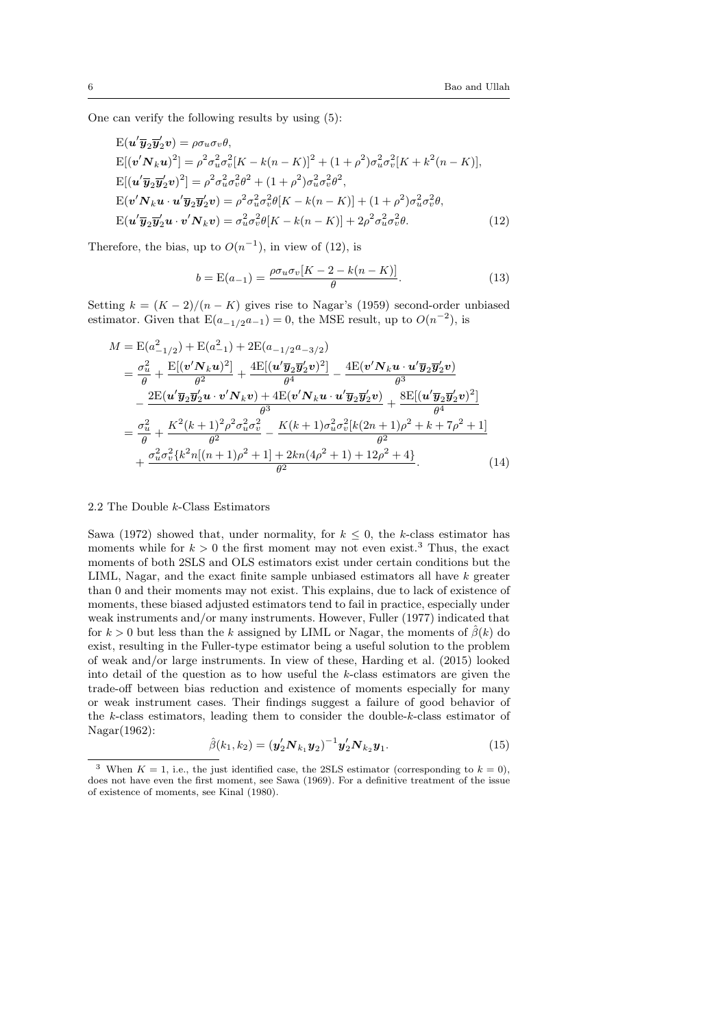One can verify the following results by using (5):

$$
\begin{aligned}
&\mathrm{E}(\boldsymbol{u}'\overline{\boldsymbol{y}}_2\overline{\boldsymbol{y}}_2'\boldsymbol{v}) = \rho\sigma_u\sigma_v\theta,\\
&\mathrm{E}[(\boldsymbol{v}'\boldsymbol{N}_k\boldsymbol{u})^2] = \rho^2\sigma_u^2\sigma_v^2[K-k(n-K)]^2 + (1+\rho^2)\sigma_u^2\sigma_v^2[K+k^2(n-K)],\\
&\mathrm{E}[(\boldsymbol{u}'\overline{\boldsymbol{y}}_2\overline{\boldsymbol{y}}_2'\boldsymbol{v})^2] = \rho^2\sigma_u^2\sigma_v^2\theta^2 + (1+\rho^2)\sigma_u^2\sigma_v^2\theta^2,\\
&\mathrm{E}(\boldsymbol{v}'\boldsymbol{N}_k\boldsymbol{u}\cdot\boldsymbol{u}'\overline{\boldsymbol{y}}_2\overline{\boldsymbol{y}}_2'\boldsymbol{v}) = \rho^2\sigma_u^2\sigma_v^2\theta[K-k(n-K)] + (1+\rho^2)\sigma_u^2\sigma_v^2\theta,\\
&\mathrm{E}(\boldsymbol{u}'\overline{\boldsymbol{y}}_2\overline{\boldsymbol{y}}_2'\boldsymbol{u}\cdot\boldsymbol{v}'\boldsymbol{N}_k\boldsymbol{v}) = \sigma_u^2\sigma_v^2\theta[K-k(n-K)] + 2\rho^2\sigma_u^2\sigma_v^2\theta.
\end{aligned}
\tag{12}
$$

Therefore, the bias, up to $O(n^{-1})$, in view of (12), is

$$
b = \mathrm{E}(a_{-1}) = \frac{\rho\sigma_u\sigma_v[K-2-k(n-K)]}{\theta}. \tag{13}
$$

Setting $k=(K-2)/(n-K)$ gives rise to Nagar's (1959) second-order unbiased estimator. Given that $\mathrm{E}(a_{-1/2}a_{-1})=0$, the MSE result, up to $O(n^{-2})$, is

$$
\begin{aligned}
M &= \mathrm{E}(a_{-1/2}^2) + \mathrm{E}(a_{-1}^2) + 2\mathrm{E}(a_{-1/2}a_{-3/2})\\
&= \frac{\sigma_u^2}{\theta} + \frac{\mathrm{E}[(\boldsymbol{v}'\boldsymbol{N}_k\boldsymbol{u})^2]}{\theta^2} + \frac{4\mathrm{E}[(\boldsymbol{u}'\overline{\boldsymbol{y}}_2\overline{\boldsymbol{y}}_2'\boldsymbol{v})^2]}{\theta^4} - \frac{4\mathrm{E}(\boldsymbol{v}'\boldsymbol{N}_k\boldsymbol{u}\cdot\boldsymbol{u}'\overline{\boldsymbol{y}}_2\overline{\boldsymbol{y}}_2'\boldsymbol{v})}{\theta^3}\\
&\quad - \frac{2\mathrm{E}(\boldsymbol{u}'\overline{\boldsymbol{y}}_2\overline{\boldsymbol{y}}_2'\boldsymbol{u}\cdot\boldsymbol{v}'\boldsymbol{N}_k\boldsymbol{v}) + 4\mathrm{E}(\boldsymbol{v}'\boldsymbol{N}_k\boldsymbol{u}\cdot\boldsymbol{u}'\overline{\boldsymbol{y}}_2\overline{\boldsymbol{y}}_2'\boldsymbol{v})}{\theta^3} + \frac{8\mathrm{E}[(\boldsymbol{u}'\overline{\boldsymbol{y}}_2\overline{\boldsymbol{y}}_2'\boldsymbol{v})^2]}{\theta^4}\\
&= \frac{\sigma_u^2}{\theta} + \frac{K^2(k+1)^2\rho^2\sigma_u^2\sigma_v^2}{\theta^2} - \frac{K(k+1)\sigma_u^2\sigma_v^2[k(2n+1)\rho^2+k+7\rho^2+1]}{\theta^2}\\
&\quad + \frac{\sigma_u^2\sigma_v^2\{k^2n[(n+1)\rho^2+1] + 2kn(4\rho^2+1) + 12\rho^2+4\}}{\theta^2}.
\end{aligned}
\tag{14}
$$

### 2.2 The Double $k$-Class Estimators

Sawa (1972) showed that, under normality, for $k \le 0$, the $k$-class estimator has moments while for $k > 0$ the first moment may not even exist.[3] Thus, the exact moments of both 2SLS and OLS estimators exist under certain conditions but the LIML, Nagar, and the exact finite sample unbiased estimators all have $k$ greater than 0 and their moments may not exist. This explains, due to lack of existence of moments, these biased adjusted estimators tend to fail in practice, especially under weak instruments and/or many instruments. However, Fuller (1977) indicated that for $k > 0$ but less than the $k$ assigned by LIML or Nagar, the moments of $\hat{\beta}(k)$ do exist, resulting in the Fuller-type estimator being a useful solution to the problem of weak and/or large instruments. In view of these, Harding et al. (2015) looked into detail of the question as to how useful the $k$-class estimators are given the trade-off between bias reduction and existence of moments especially for many or weak instrument cases. Their findings suggest a failure of good behavior of the $k$-class estimators, leading them to consider the double-$k$-class estimator of Nagar(1962):

$$
\hat{\beta}(k_1,k_2) = (\boldsymbol{y}_2'\boldsymbol{N}_{k_1}\boldsymbol{y}_2)^{-1}\boldsymbol{y}_2'\boldsymbol{N}_{k_2}\boldsymbol{y}_1. \tag{15}
$$

[3] When $K = 1$, i.e., the just identified case, the 2SLS estimator (corresponding to $k = 0$), does not have even the first moment, see Sawa (1969). For a definitive treatment of the issue of existence of moments, see Kinal (1980).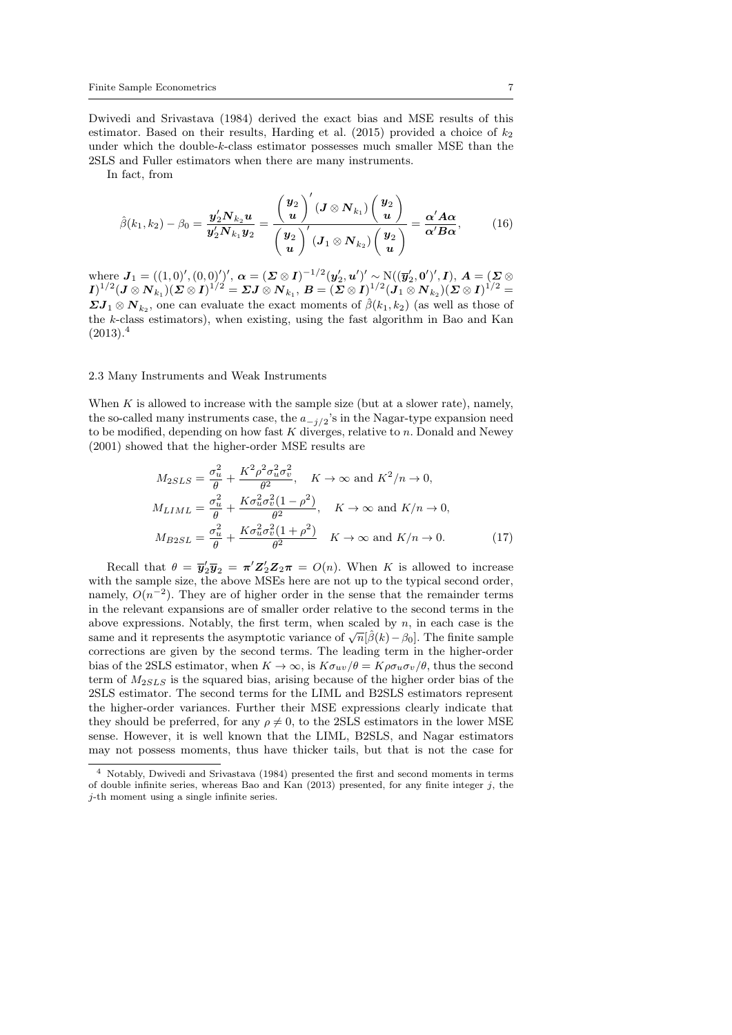Dwivedi and Srivastava (1984) derived the exact bias and MSE results of this estimator. Based on their results, Harding et al. (2015) provided a choice of $k_2$ under which the double-$k$-class estimator possesses much smaller MSE than the 2SLS and Fuller estimators when there are many instruments.

In fact, from

$$\hat{\beta}(k_1, k_2) - \beta_0 = \frac{\boldsymbol{y}_2' \boldsymbol{N}_{k_2} \boldsymbol{u}}{\boldsymbol{y}_2' \boldsymbol{N}_{k_1} \boldsymbol{y}_2} = \frac{\begin{pmatrix} \boldsymbol{y}_2 \\ \boldsymbol{u} \end{pmatrix}' (\boldsymbol{J} \otimes \boldsymbol{N}_{k_1}) \begin{pmatrix} \boldsymbol{y}_2 \\ \boldsymbol{u} \end{pmatrix}}{\begin{pmatrix} \boldsymbol{y}_2 \\ \boldsymbol{u} \end{pmatrix}' (\boldsymbol{J}_1 \otimes \boldsymbol{N}_{k_2}) \begin{pmatrix} \boldsymbol{y}_2 \\ \boldsymbol{u} \end{pmatrix}} = \frac{\boldsymbol{\alpha}' \boldsymbol{A} \boldsymbol{\alpha}}{\boldsymbol{\alpha}' \boldsymbol{B} \boldsymbol{\alpha}}, \tag{16}$$

where $\boldsymbol{J}_1 = ((1,0)', (0,0)')'$, $\boldsymbol{\alpha} = (\boldsymbol{\Sigma} \otimes \boldsymbol{I})^{-1/2} (\boldsymbol{y}_2', \boldsymbol{u}')' \sim \mathrm{N}((\overline{\boldsymbol{y}}_2', \boldsymbol{0}')', \boldsymbol{I})$, $\boldsymbol{A} = (\boldsymbol{\Sigma} \otimes \boldsymbol{I})^{1/2} (\boldsymbol{J} \otimes \boldsymbol{N}_{k_1}) (\boldsymbol{\Sigma} \otimes \boldsymbol{I})^{1/2} = \boldsymbol{\Sigma} \boldsymbol{J} \otimes \boldsymbol{N}_{k_1}$, $\boldsymbol{B} = (\boldsymbol{\Sigma} \otimes \boldsymbol{I})^{1/2} (\boldsymbol{J}_1 \otimes \boldsymbol{N}_{k_2}) (\boldsymbol{\Sigma} \otimes \boldsymbol{I})^{1/2} = \boldsymbol{\Sigma} \boldsymbol{J}_1 \otimes \boldsymbol{N}_{k_2}$, one can evaluate the exact moments of $\hat{\beta}(k_1, k_2)$ (as well as those of the $k$-class estimators), when existing, using the fast algorithm in Bao and Kan (2013).[4]

### 2.3 Many Instruments and Weak Instruments

When $K$ is allowed to increase with the sample size (but at a slower rate), namely, the so-called many instruments case, the $a_{-j/2}$'s in the Nagar-type expansion need to be modified, depending on how fast $K$ diverges, relative to $n$. Donald and Newey (2001) showed that the higher-order MSE results are

$$\begin{aligned}
M_{2SLS} &= \frac{\sigma_u^2}{\theta} + \frac{K^2 \rho^2 \sigma_u^2 \sigma_v^2}{\theta^2}, \quad K \to \infty \text{ and } K^2/n \to 0, \\
M_{LIML} &= \frac{\sigma_u^2}{\theta} + \frac{K \sigma_u^2 \sigma_v^2 (1 - \rho^2)}{\theta^2}, \quad K \to \infty \text{ and } K/n \to 0, \\
M_{B2SL} &= \frac{\sigma_u^2}{\theta} + \frac{K \sigma_u^2 \sigma_v^2 (1 + \rho^2)}{\theta^2} \quad K \to \infty \text{ and } K/n \to 0.
\end{aligned} \tag{17}$$

Recall that $\theta = \overline{\boldsymbol{y}}_2' \overline{\boldsymbol{y}}_2 = \boldsymbol{\pi}' \boldsymbol{Z}_2' \boldsymbol{Z}_2 \boldsymbol{\pi} = O(n)$. When $K$ is allowed to increase with the sample size, the above MSEs here are not up to the typical second order, namely, $O(n^{-2})$. They are of higher order in the sense that the remainder terms in the relevant expansions are of smaller order relative to the second terms in the above expressions. Notably, the first term, when scaled by $n$, in each case is the same and it represents the asymptotic variance of $\sqrt{n}[\hat{\beta}(k) - \beta_0]$. The finite sample corrections are given by the second terms. The leading term in the higher-order bias of the 2SLS estimator, when $K \to \infty$, is $K \sigma_{uv}/\theta = K \rho \sigma_u \sigma_v / \theta$, thus the second term of $M_{2SLS}$ is the squared bias, arising because of the higher order bias of the 2SLS estimator. The second terms for the LIML and B2SLS estimators represent the higher-order variances. Further their MSE expressions clearly indicate that they should be preferred, for any $\rho \neq 0$, to the 2SLS estimators in the lower MSE sense. However, it is well known that the LIML, B2SLS, and Nagar estimators may not possess moments, thus have thicker tails, but that is not the case for

[4] Notably, Dwivedi and Srivastava (1984) presented the first and second moments in terms of double infinite series, whereas Bao and Kan (2013) presented, for any finite integer $j$, the $j$-th moment using a single infinite series.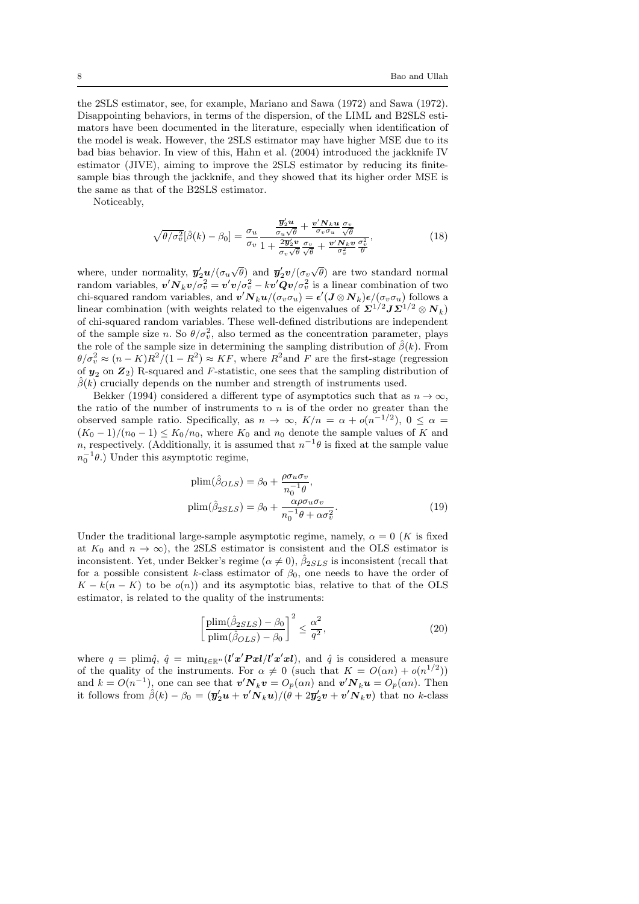the 2SLS estimator, see, for example, Mariano and Sawa (1972) and Sawa (1972). Disappointing behaviors, in terms of the dispersion, of the LIML and B2SLS estimators have been documented in the literature, especially when identification of the model is weak. However, the 2SLS estimator may have higher MSE due to its bad bias behavior. In view of this, Hahn et al. (2004) introduced the jackknife IV estimator (JIVE), aiming to improve the 2SLS estimator by reducing its finite-sample bias through the jackknife, and they showed that its higher order MSE is the same as that of the B2SLS estimator.

Noticeably,

$$\sqrt{\theta/\sigma_v^2}[\hat{\beta}(k) - \beta_0] = \frac{\sigma_u}{\sigma_v} \frac{\frac{\overline{\boldsymbol{y}}_2' \boldsymbol{u}}{\sigma_u \sqrt{\theta}} + \frac{\boldsymbol{v}' \boldsymbol{N}_k \boldsymbol{u}}{\sigma_v \sigma_u} \frac{\sigma_v}{\sqrt{\theta}}}{1 + \frac{2\overline{\boldsymbol{y}}_2' \boldsymbol{v}}{\sigma_v \sqrt{\theta}} \frac{\sigma_v}{\sqrt{\theta}} + \frac{\boldsymbol{v}' \boldsymbol{N}_k \boldsymbol{v}}{\sigma_v^2} \frac{\sigma_v^2}{\theta}}, \tag{18}$$

where, under normality, $\overline{\boldsymbol{y}}_2' \boldsymbol{u}/(\sigma_u \sqrt{\theta})$ and $\overline{\boldsymbol{y}}_2' \boldsymbol{v}/(\sigma_v \sqrt{\theta})$ are two standard normal random variables, $\boldsymbol{v}' \boldsymbol{N}_k \boldsymbol{v}/\sigma_v^2 = \boldsymbol{v}' \boldsymbol{v}/\sigma_v^2 - k \boldsymbol{v}' \boldsymbol{Q} \boldsymbol{v}/\sigma_v^2$ is a linear combination of two chi-squared random variables, and $\boldsymbol{v}' \boldsymbol{N}_k \boldsymbol{u}/(\sigma_v \sigma_u) = \boldsymbol{\epsilon}'(\boldsymbol{J} \otimes \boldsymbol{N}_k)\boldsymbol{\epsilon}/(\sigma_v \sigma_u)$ follows a linear combination (with weights related to the eigenvalues of $\boldsymbol{\Sigma}^{1/2} \boldsymbol{J} \boldsymbol{\Sigma}^{1/2} \otimes \boldsymbol{N}_k$) of chi-squared random variables. These well-defined distributions are independent of the sample size $n$. So $\theta/\sigma_v^2$, also termed as the concentration parameter, plays the role of the sample size in determining the sampling distribution of $\hat{\beta}(k)$. From $\theta/\sigma_v^2 \approx (n-K)R^2/(1-R^2) \approx KF$, where $R^2$ and $F$ are the first-stage (regression of $\boldsymbol{y}_2$ on $\boldsymbol{Z}_2$) R-squared and $F$-statistic, one sees that the sampling distribution of $\hat{\beta}(k)$ crucially depends on the number and strength of instruments used.

Bekker (1994) considered a different type of asymptotics such that as $n \to \infty$, the ratio of the number of instruments to $n$ is of the order no greater than the observed sample ratio. Specifically, as $n \to \infty$, $K/n = \alpha + o(n^{-1/2})$, $0 \leq \alpha = (K_0 - 1)/(n_0 - 1) \leq K_0/n_0$, where $K_0$ and $n_0$ denote the sample values of $K$ and $n$, respectively. (Additionally, it is assumed that $n^{-1}\theta$ is fixed at the sample value $n_0^{-1}\theta$.) Under this asymptotic regime,

$$\begin{aligned}
\text{plim}(\hat{\beta}_{OLS}) &= \beta_0 + \frac{\rho \sigma_u \sigma_v}{n_0^{-1}\theta}, \\
\text{plim}(\hat{\beta}_{2SLS}) &= \beta_0 + \frac{\alpha \rho \sigma_u \sigma_v}{n_0^{-1}\theta + \alpha \sigma_v^2}.
\end{aligned} \tag{19}$$

Under the traditional large-sample asymptotic regime, namely, $\alpha = 0$ ($K$ is fixed at $K_0$ and $n \to \infty$), the 2SLS estimator is consistent and the OLS estimator is inconsistent. Yet, under Bekker's regime ($\alpha \neq 0$), $\hat{\beta}_{2SLS}$ is inconsistent (recall that for a possible consistent $k$-class estimator of $\beta_0$, one needs to have the order of $K - k(n-K)$ to be $o(n)$) and its asymptotic bias, relative to that of the OLS estimator, is related to the quality of the instruments:

$$\left[\frac{\text{plim}(\hat{\beta}_{2SLS}) - \beta_0}{\text{plim}(\hat{\beta}_{OLS}) - \beta_0}\right]^2 \leq \frac{\alpha^2}{q^2}, \tag{20}$$

where $q = \text{plim}\hat{q}$, $\hat{q} = \min_{\boldsymbol{l} \in \mathbb{R}^n}(\boldsymbol{l}' \boldsymbol{x}' \boldsymbol{P} \boldsymbol{x} \boldsymbol{l}/\boldsymbol{l}' \boldsymbol{x}' \boldsymbol{x} \boldsymbol{l})$, and $\hat{q}$ is considered a measure of the quality of the instruments. For $\alpha \neq 0$ (such that $K = O(\alpha n) + o(n^{1/2})$) and $k = O(n^{-1})$, one can see that $\boldsymbol{v}' \boldsymbol{N}_k \boldsymbol{v} = O_p(\alpha n)$ and $\boldsymbol{v}' \boldsymbol{N}_k \boldsymbol{u} = O_p(\alpha n)$. Then it follows from $\hat{\beta}(k) - \beta_0 = (\overline{\boldsymbol{y}}_2' \boldsymbol{u} + \boldsymbol{v}' \boldsymbol{N}_k \boldsymbol{u})/(\theta + 2\overline{\boldsymbol{y}}_2' \boldsymbol{v} + \boldsymbol{v}' \boldsymbol{N}_k \boldsymbol{v})$ that no $k$-class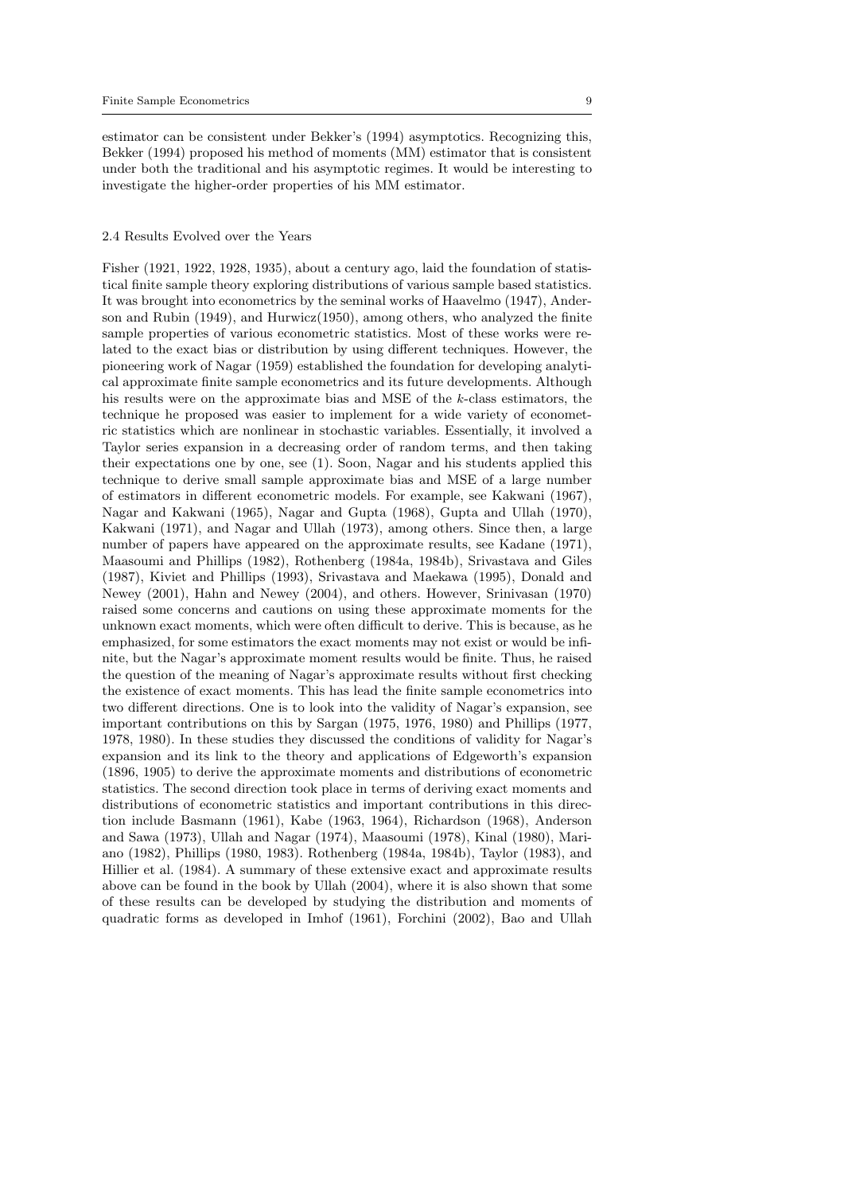estimator can be consistent under Bekker's (1994) asymptotics. Recognizing this, Bekker (1994) proposed his method of moments (MM) estimator that is consistent under both the traditional and his asymptotic regimes. It would be interesting to investigate the higher-order properties of his MM estimator.

### 2.4 Results Evolved over the Years

Fisher (1921, 1922, 1928, 1935), about a century ago, laid the foundation of statistical finite sample theory exploring distributions of various sample based statistics. It was brought into econometrics by the seminal works of Haavelmo (1947), Anderson and Rubin (1949), and Hurwicz(1950), among others, who analyzed the finite sample properties of various econometric statistics. Most of these works were related to the exact bias or distribution by using different techniques. However, the pioneering work of Nagar (1959) established the foundation for developing analytical approximate finite sample econometrics and its future developments. Although his results were on the approximate bias and MSE of the $k$-class estimators, the technique he proposed was easier to implement for a wide variety of econometric statistics which are nonlinear in stochastic variables. Essentially, it involved a Taylor series expansion in a decreasing order of random terms, and then taking their expectations one by one, see (1). Soon, Nagar and his students applied this technique to derive small sample approximate bias and MSE of a large number of estimators in different econometric models. For example, see Kakwani (1967), Nagar and Kakwani (1965), Nagar and Gupta (1968), Gupta and Ullah (1970), Kakwani (1971), and Nagar and Ullah (1973), among others. Since then, a large number of papers have appeared on the approximate results, see Kadane (1971), Maasoumi and Phillips (1982), Rothenberg (1984a, 1984b), Srivastava and Giles (1987), Kiviet and Phillips (1993), Srivastava and Maekawa (1995), Donald and Newey (2001), Hahn and Newey (2004), and others. However, Srinivasan (1970) raised some concerns and cautions on using these approximate moments for the unknown exact moments, which were often difficult to derive. This is because, as he emphasized, for some estimators the exact moments may not exist or would be infinite, but the Nagar's approximate moment results would be finite. Thus, he raised the question of the meaning of Nagar's approximate results without first checking the existence of exact moments. This has lead the finite sample econometrics into two different directions. One is to look into the validity of Nagar's expansion, see important contributions on this by Sargan (1975, 1976, 1980) and Phillips (1977, 1978, 1980). In these studies they discussed the conditions of validity for Nagar's expansion and its link to the theory and applications of Edgeworth's expansion (1896, 1905) to derive the approximate moments and distributions of econometric statistics. The second direction took place in terms of deriving exact moments and distributions of econometric statistics and important contributions in this direction include Basmann (1961), Kabe (1963, 1964), Richardson (1968), Anderson and Sawa (1973), Ullah and Nagar (1974), Maasoumi (1978), Kinal (1980), Mariano (1982), Phillips (1980, 1983). Rothenberg (1984a, 1984b), Taylor (1983), and Hillier et al. (1984). A summary of these extensive exact and approximate results above can be found in the book by Ullah (2004), where it is also shown that some of these results can be developed by studying the distribution and moments of quadratic forms as developed in Imhof (1961), Forchini (2002), Bao and Ullah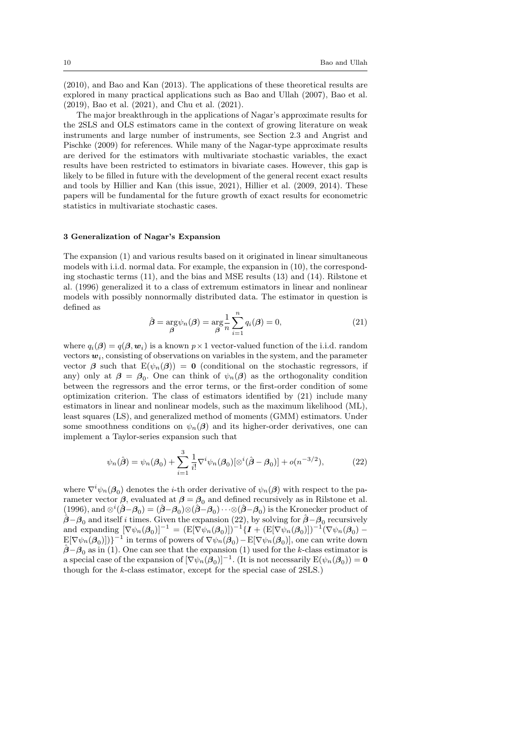(2010), and Bao and Kan (2013). The applications of these theoretical results are explored in many practical applications such as Bao and Ullah (2007), Bao et al. (2019), Bao et al. (2021), and Chu et al. (2021).

The major breakthrough in the applications of Nagar's approximate results for the 2SLS and OLS estimators came in the context of growing literature on weak instruments and large number of instruments, see Section 2.3 and Angrist and Pischke (2009) for references. While many of the Nagar-type approximate results are derived for the estimators with multivariate stochastic variables, the exact results have been restricted to estimators in bivariate cases. However, this gap is likely to be filled in future with the development of the general recent exact results and tools by Hillier and Kan (this issue, 2021), Hillier et al. (2009, 2014). These papers will be fundamental for the future growth of exact results for econometric statistics in multivariate stochastic cases.

## 3 Generalization of Nagar's Expansion

The expansion (1) and various results based on it originated in linear simultaneous models with i.i.d. normal data. For example, the expansion in (10), the corresponding stochastic terms (11), and the bias and MSE results (13) and (14). Rilstone et al. (1996) generalized it to a class of extremum estimators in linear and nonlinear models with possibly nonnormally distributed data. The estimator in question is defined as

$$\hat{\boldsymbol{\beta}} = \underset{\boldsymbol{\beta}}{\arg}\psi_n(\boldsymbol{\beta}) = \underset{\boldsymbol{\beta}}{\arg}\frac{1}{n}\sum_{i=1}^{n} q_i(\boldsymbol{\beta}) = 0, \tag{21}$$

where $q_i(\boldsymbol{\beta}) = q(\boldsymbol{\beta}, \boldsymbol{w}_i)$ is a known $p \times 1$ vector-valued function of the i.i.d. random vectors $\boldsymbol{w}_i$, consisting of observations on variables in the system, and the parameter vector $\boldsymbol{\beta}$ such that $\mathrm{E}(\psi_n(\boldsymbol{\beta})) = \mathbf{0}$ (conditional on the stochastic regressors, if any) only at $\boldsymbol{\beta} = \boldsymbol{\beta}_0$. One can think of $\psi_n(\boldsymbol{\beta})$ as the orthogonality condition between the regressors and the error terms, or the first-order condition of some optimization criterion. The class of estimators identified by (21) include many estimators in linear and nonlinear models, such as the maximum likelihood (ML), least squares (LS), and generalized method of moments (GMM) estimators. Under some smoothness conditions on $\psi_n(\boldsymbol{\beta})$ and its higher-order derivatives, one can implement a Taylor-series expansion such that

$$\psi_n(\hat{\boldsymbol{\beta}}) = \psi_n(\boldsymbol{\beta}_0) + \sum_{i=1}^{3} \frac{1}{i!}\nabla^i \psi_n(\boldsymbol{\beta}_0)[\otimes^i(\hat{\boldsymbol{\beta}} - \boldsymbol{\beta}_0)] + o(n^{-3/2}), \tag{22}$$

where $\nabla^i \psi_n(\boldsymbol{\beta}_0)$ denotes the $i$-th order derivative of $\psi_n(\boldsymbol{\beta})$ with respect to the parameter vector $\boldsymbol{\beta}$, evaluated at $\boldsymbol{\beta} = \boldsymbol{\beta}_0$ and defined recursively as in Rilstone et al. (1996), and $\otimes^i(\hat{\boldsymbol{\beta}}-\boldsymbol{\beta}_0) = (\hat{\boldsymbol{\beta}}-\boldsymbol{\beta}_0)\otimes(\hat{\boldsymbol{\beta}}-\boldsymbol{\beta}_0)\cdots\otimes(\hat{\boldsymbol{\beta}}-\boldsymbol{\beta}_0)$ is the Kronecker product of $\hat{\boldsymbol{\beta}}-\boldsymbol{\beta}_0$ and itself $i$ times. Given the expansion (22), by solving for $\hat{\boldsymbol{\beta}}-\boldsymbol{\beta}_0$ recursively and expanding $[\nabla\psi_n(\boldsymbol{\beta}_0)]^{-1} = (\mathrm{E}[\nabla\psi_n(\boldsymbol{\beta}_0)])^{-1}\{\boldsymbol{I} + (\mathrm{E}[\nabla\psi_n(\boldsymbol{\beta}_0)])^{-1}(\nabla\psi_n(\boldsymbol{\beta}_0) - \mathrm{E}[\nabla\psi_n(\boldsymbol{\beta}_0)])\}^{-1}$ in terms of powers of $\nabla\psi_n(\boldsymbol{\beta}_0) - \mathrm{E}[\nabla\psi_n(\boldsymbol{\beta}_0)]$, one can write down $\hat{\boldsymbol{\beta}}-\boldsymbol{\beta}_0$ as in (1). One can see that the expansion (1) used for the $k$-class estimator is a special case of the expansion of $[\nabla\psi_n(\boldsymbol{\beta}_0)]^{-1}$. (It is not necessarily $\mathrm{E}(\psi_n(\boldsymbol{\beta}_0)) = \mathbf{0}$ though for the $k$-class estimator, except for the special case of 2SLS.)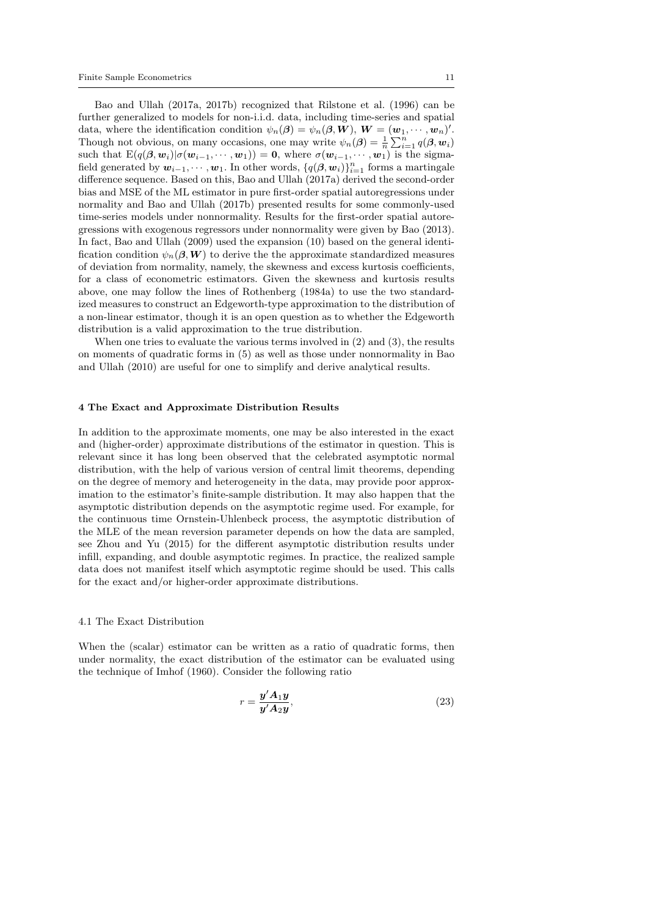Bao and Ullah (2017a, 2017b) recognized that Rilstone et al. (1996) can be further generalized to models for non-i.i.d. data, including time-series and spatial data, where the identification condition $\psi_n(\boldsymbol{\beta}) = \psi_n(\boldsymbol{\beta}, \boldsymbol{W})$, $\boldsymbol{W} = (\boldsymbol{w}_1, \cdots, \boldsymbol{w}_n)'$. Though not obvious, on many occasions, one may write $\psi_n(\boldsymbol{\beta}) = \frac{1}{n}\sum_{i=1}^n q(\boldsymbol{\beta}, \boldsymbol{w}_i)$ such that $\mathrm{E}(q(\boldsymbol{\beta}, \boldsymbol{w}_i)|\sigma(\boldsymbol{w}_{i-1}, \cdots, \boldsymbol{w}_1)) = \boldsymbol{0}$, where $\sigma(\boldsymbol{w}_{i-1}, \cdots, \boldsymbol{w}_1)$ is the sigma-field generated by $\boldsymbol{w}_{i-1}, \cdots, \boldsymbol{w}_1$. In other words, $\{q(\boldsymbol{\beta}, \boldsymbol{w}_i)\}_{i=1}^n$ forms a martingale difference sequence. Based on this, Bao and Ullah (2017a) derived the second-order bias and MSE of the ML estimator in pure first-order spatial autoregressions under normality and Bao and Ullah (2017b) presented results for some commonly-used time-series models under nonnormality. Results for the first-order spatial autoregressions with exogenous regressors under nonnormality were given by Bao (2013). In fact, Bao and Ullah (2009) used the expansion (10) based on the general identification condition $\psi_n(\boldsymbol{\beta}, \boldsymbol{W})$ to derive the the approximate standardized measures of deviation from normality, namely, the skewness and excess kurtosis coefficients, for a class of econometric estimators. Given the skewness and kurtosis results above, one may follow the lines of Rothenberg (1984a) to use the two standardized measures to construct an Edgeworth-type approximation to the distribution of a non-linear estimator, though it is an open question as to whether the Edgeworth distribution is a valid approximation to the true distribution.

When one tries to evaluate the various terms involved in (2) and (3), the results on moments of quadratic forms in (5) as well as those under nonnormality in Bao and Ullah (2010) are useful for one to simplify and derive analytical results.

## 4 The Exact and Approximate Distribution Results

In addition to the approximate moments, one may be also interested in the exact and (higher-order) approximate distributions of the estimator in question. This is relevant since it has long been observed that the celebrated asymptotic normal distribution, with the help of various version of central limit theorems, depending on the degree of memory and heterogeneity in the data, may provide poor approximation to the estimator's finite-sample distribution. It may also happen that the asymptotic distribution depends on the asymptotic regime used. For example, for the continuous time Ornstein-Uhlenbeck process, the asymptotic distribution of the MLE of the mean reversion parameter depends on how the data are sampled, see Zhou and Yu (2015) for the different asymptotic distribution results under infill, expanding, and double asymptotic regimes. In practice, the realized sample data does not manifest itself which asymptotic regime should be used. This calls for the exact and/or higher-order approximate distributions.

### 4.1 The Exact Distribution

When the (scalar) estimator can be written as a ratio of quadratic forms, then under normality, the exact distribution of the estimator can be evaluated using the technique of Imhof (1960). Consider the following ratio

$$r = \frac{\boldsymbol{y}'\boldsymbol{A}_1\boldsymbol{y}}{\boldsymbol{y}'\boldsymbol{A}_2\boldsymbol{y}}, \tag{23}$$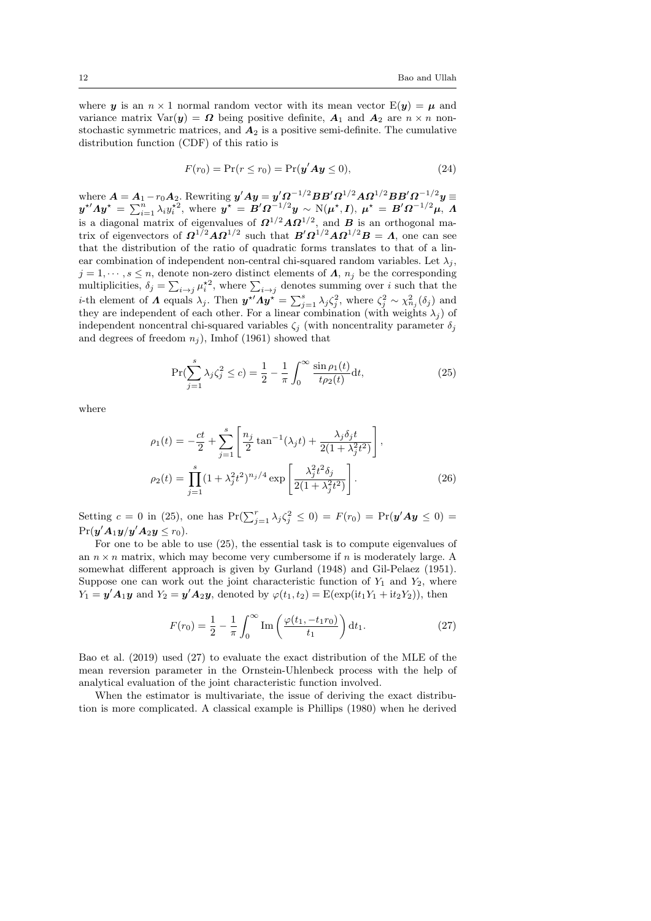where $\boldsymbol{y}$ is an $n \times 1$ normal random vector with its mean vector $\mathrm{E}(\boldsymbol{y}) = \boldsymbol{\mu}$ and variance matrix $\mathrm{Var}(\boldsymbol{y}) = \boldsymbol{\Omega}$ being positive definite, $\boldsymbol{A}_1$ and $\boldsymbol{A}_2$ are $n \times n$ nonstochastic symmetric matrices, and $\boldsymbol{A}_2$ is a positive semi-definite. The cumulative distribution function (CDF) of this ratio is

$$F(r_0) = \Pr(r \leq r_0) = \Pr(\boldsymbol{y}'\boldsymbol{A}\boldsymbol{y} \leq 0), \tag{24}$$

where $\boldsymbol{A} = \boldsymbol{A}_1 - r_0\boldsymbol{A}_2$. Rewriting $\boldsymbol{y}'\boldsymbol{A}\boldsymbol{y} = \boldsymbol{y}'\boldsymbol{\Omega}^{-1/2}\boldsymbol{B}\boldsymbol{B}'\boldsymbol{\Omega}^{1/2}\boldsymbol{A}\boldsymbol{\Omega}^{1/2}\boldsymbol{B}\boldsymbol{B}'\boldsymbol{\Omega}^{-1/2}\boldsymbol{y} \equiv \boldsymbol{y}^{\star\prime}\boldsymbol{\Lambda}\boldsymbol{y}^{\star} = \sum_{i=1}^{n}\lambda_i y_i^{\star 2}$, where $\boldsymbol{y}^{\star} = \boldsymbol{B}'\boldsymbol{\Omega}^{-1/2}\boldsymbol{y} \sim \mathrm{N}(\boldsymbol{\mu}^{\star}, \boldsymbol{I})$, $\boldsymbol{\mu}^{\star} = \boldsymbol{B}'\boldsymbol{\Omega}^{-1/2}\boldsymbol{\mu}$, $\boldsymbol{\Lambda}$ is a diagonal matrix of eigenvalues of $\boldsymbol{\Omega}^{1/2}\boldsymbol{A}\boldsymbol{\Omega}^{1/2}$, and $\boldsymbol{B}$ is an orthogonal matrix of eigenvectors of $\boldsymbol{\Omega}^{1/2}\boldsymbol{A}\boldsymbol{\Omega}^{1/2}$ such that $\boldsymbol{B}'\boldsymbol{\Omega}^{1/2}\boldsymbol{A}\boldsymbol{\Omega}^{1/2}\boldsymbol{B} = \boldsymbol{\Lambda}$, one can see that the distribution of the ratio of quadratic forms translates to that of a linear combination of independent non-central chi-squared random variables. Let $\lambda_j$, $j = 1, \cdots, s \leq n$, denote non-zero distinct elements of $\boldsymbol{\Lambda}$, $n_j$ be the corresponding multiplicities, $\delta_j = \sum_{i \to j}\mu_i^{\star 2}$, where $\sum_{i \to j}$ denotes summing over $i$ such that the $i$-th element of $\boldsymbol{\Lambda}$ equals $\lambda_j$. Then $\boldsymbol{y}^{\star\prime}\boldsymbol{\Lambda}\boldsymbol{y}^{\star} = \sum_{j=1}^{s}\lambda_j\zeta_j^2$, where $\zeta_j^2 \sim \chi^2_{n_j}(\delta_j)$ and they are independent of each other. For a linear combination (with weights $\lambda_j$) of independent noncentral chi-squared variables $\zeta_j$ (with noncentrality parameter $\delta_j$ and degrees of freedom $n_j$), Imhof (1961) showed that

$$\Pr(\sum_{j=1}^{s}\lambda_j\zeta_j^2 \leq c) = \frac{1}{2} - \frac{1}{\pi}\int_0^{\infty}\frac{\sin\rho_1(t)}{t\rho_2(t)}\mathrm{d}t, \tag{25}$$

where

$$\begin{aligned}
\rho_1(t) &= -\frac{ct}{2} + \sum_{j=1}^{s}\left[\frac{n_j}{2}\tan^{-1}(\lambda_j t) + \frac{\lambda_j\delta_j t}{2(1+\lambda_j^2 t^2)}\right], \\
\rho_2(t) &= \prod_{j=1}^{s}(1+\lambda_j^2 t^2)^{n_j/4}\exp\left[\frac{\lambda_j^2 t^2\delta_j}{2(1+\lambda_j^2 t^2)}\right].
\end{aligned} \tag{26}$$

Setting $c = 0$ in (25), one has $\Pr(\sum_{j=1}^{r}\lambda_j\zeta_j^2 \leq 0) = F(r_0) = \Pr(\boldsymbol{y}'\boldsymbol{A}\boldsymbol{y} \leq 0) = \Pr(\boldsymbol{y}'\boldsymbol{A}_1\boldsymbol{y}/\boldsymbol{y}'\boldsymbol{A}_2\boldsymbol{y} \leq r_0)$.

For one to be able to use (25), the essential task is to compute eigenvalues of an $n \times n$ matrix, which may become very cumbersome if $n$ is moderately large. A somewhat different approach is given by Gurland (1948) and Gil-Pelaez (1951). Suppose one can work out the joint characteristic function of $Y_1$ and $Y_2$, where $Y_1 = \boldsymbol{y}'\boldsymbol{A}_1\boldsymbol{y}$ and $Y_2 = \boldsymbol{y}'\boldsymbol{A}_2\boldsymbol{y}$, denoted by $\varphi(t_1, t_2) = \mathrm{E}(\exp(\mathrm{i}t_1Y_1 + \mathrm{i}t_2Y_2))$, then

$$F(r_0) = \frac{1}{2} - \frac{1}{\pi}\int_0^{\infty}\mathrm{Im}\left(\frac{\varphi(t_1, -t_1 r_0)}{t_1}\right)\mathrm{d}t_1. \tag{27}$$

Bao et al. (2019) used (27) to evaluate the exact distribution of the MLE of the mean reversion parameter in the Ornstein-Uhlenbeck process with the help of analytical evaluation of the joint characteristic function involved.

When the estimator is multivariate, the issue of deriving the exact distribution is more complicated. A classical example is Phillips (1980) when he derived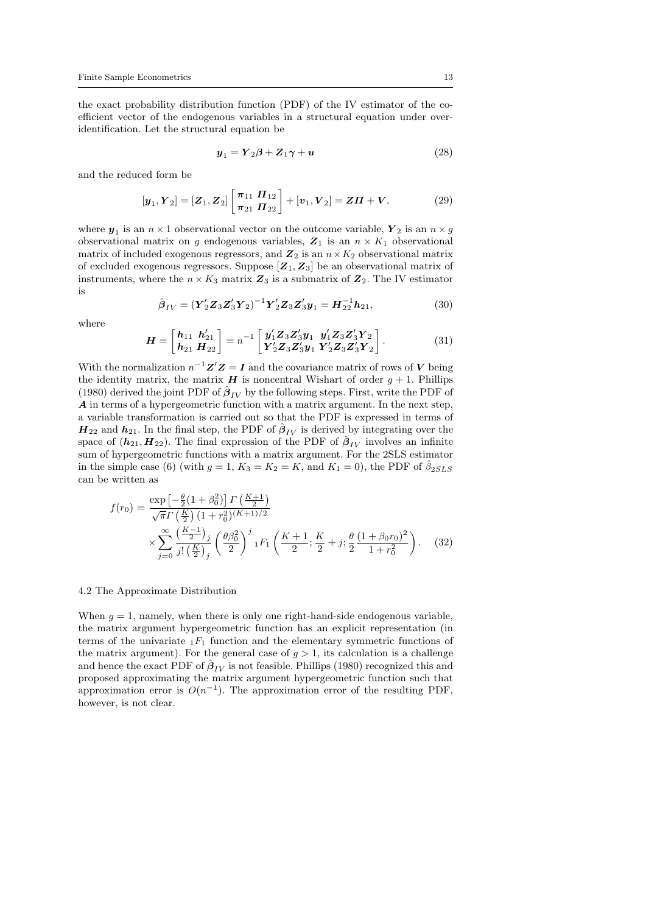the exact probability distribution function (PDF) of the IV estimator of the coefficient vector of the endogenous variables in a structural equation under overidentification. Let the structural equation be

$$\boldsymbol{y}_1 = \boldsymbol{Y}_2\boldsymbol{\beta} + \boldsymbol{Z}_1\boldsymbol{\gamma} + \boldsymbol{u} \tag{28}$$

and the reduced form be

$$[\boldsymbol{y}_1, \boldsymbol{Y}_2] = [\boldsymbol{Z}_1, \boldsymbol{Z}_2]\begin{bmatrix} \boldsymbol{\pi}_{11} & \boldsymbol{\Pi}_{12} \\ \boldsymbol{\pi}_{21} & \boldsymbol{\Pi}_{22} \end{bmatrix} + [\boldsymbol{v}_1, \boldsymbol{V}_2] = \boldsymbol{Z\Pi} + \boldsymbol{V}, \tag{29}$$

where $\boldsymbol{y}_1$ is an $n \times 1$ observational vector on the outcome variable, $\boldsymbol{Y}_2$ is an $n \times g$ observational matrix on $g$ endogenous variables, $\boldsymbol{Z}_1$ is an $n \times K_1$ observational matrix of included exogenous regressors, and $\boldsymbol{Z}_2$ is an $n \times K_2$ observational matrix of excluded exogenous regressors. Suppose $[\boldsymbol{Z}_1, \boldsymbol{Z}_3]$ be an observational matrix of instruments, where the $n \times K_3$ matrix $\boldsymbol{Z}_3$ is a submatrix of $\boldsymbol{Z}_2$. The IV estimator is

$$\hat{\boldsymbol{\beta}}_{IV} = (\boldsymbol{Y}_2'\boldsymbol{Z}_3\boldsymbol{Z}_3'\boldsymbol{Y}_2)^{-1}\boldsymbol{Y}_2'\boldsymbol{Z}_3\boldsymbol{Z}_3'\boldsymbol{y}_1 = \boldsymbol{H}_{22}^{-1}\boldsymbol{h}_{21}, \tag{30}$$

where

$$\boldsymbol{H} = \begin{bmatrix} \boldsymbol{h}_{11} & \boldsymbol{h}_{21}' \\ \boldsymbol{h}_{21} & \boldsymbol{H}_{22} \end{bmatrix} = n^{-1}\begin{bmatrix} \boldsymbol{y}_1'\boldsymbol{Z}_3\boldsymbol{Z}_3'\boldsymbol{y}_1 & \boldsymbol{y}_1'\boldsymbol{Z}_3\boldsymbol{Z}_3'\boldsymbol{Y}_2 \\ \boldsymbol{Y}_2'\boldsymbol{Z}_3\boldsymbol{Z}_3'\boldsymbol{y}_1 & \boldsymbol{Y}_2'\boldsymbol{Z}_3\boldsymbol{Z}_3'\boldsymbol{Y}_2 \end{bmatrix}. \tag{31}$$

With the normalization $n^{-1}\boldsymbol{Z}'\boldsymbol{Z} = \boldsymbol{I}$ and the covariance matrix of rows of $\boldsymbol{V}$ being the identity matrix, the matrix $\boldsymbol{H}$ is noncentral Wishart of order $g+1$. Phillips (1980) derived the joint PDF of $\hat{\boldsymbol{\beta}}_{IV}$ by the following steps. First, write the PDF of $\boldsymbol{A}$ in terms of a hypergeometric function with a matrix argument. In the next step, a variable transformation is carried out so that the PDF is expressed in terms of $\boldsymbol{H}_{22}$ and $\boldsymbol{h}_{21}$. In the final step, the PDF of $\hat{\boldsymbol{\beta}}_{IV}$ is derived by integrating over the space of $(\boldsymbol{h}_{21}, \boldsymbol{H}_{22})$. The final expression of the PDF of $\hat{\boldsymbol{\beta}}_{IV}$ involves an infinite sum of hypergeometric functions with a matrix argument. For the 2SLS estimator in the simple case (6) (with $g = 1$, $K_3 = K_2 = K$, and $K_1 = 0$), the PDF of $\hat{\beta}_{2SLS}$ can be written as

$$\begin{aligned} f(r_0) = {} & \frac{\exp\left[-\frac{\theta}{2}(1+\beta_0^2)\right]\Gamma\left(\frac{K+1}{2}\right)}{\sqrt{\pi}\,\Gamma\left(\frac{K}{2}\right)(1+r_0^2)^{(K+1)/2}} \\ & \times \sum_{j=0}^{\infty} \frac{\left(\frac{K-1}{2}\right)_j}{j!\left(\frac{K}{2}\right)_j}\left(\frac{\theta\beta_0^2}{2}\right)^j {}_1F_1\left(\frac{K+1}{2}; \frac{K}{2}+j; \frac{\theta}{2}\frac{(1+\beta_0 r_0)^2}{1+r_0^2}\right). \end{aligned} \tag{32}$$

### 4.2 The Approximate Distribution

When $g = 1$, namely, when there is only one right-hand-side endogenous variable, the matrix argument hypergeometric function has an explicit representation (in terms of the univariate ${}_1F_1$ function and the elementary symmetric functions of the matrix argument). For the general case of $g > 1$, its calculation is a challenge and hence the exact PDF of $\hat{\boldsymbol{\beta}}_{IV}$ is not feasible. Phillips (1980) recognized this and proposed approximating the matrix argument hypergeometric function such that approximation error is $O(n^{-1})$. The approximation error of the resulting PDF, however, is not clear.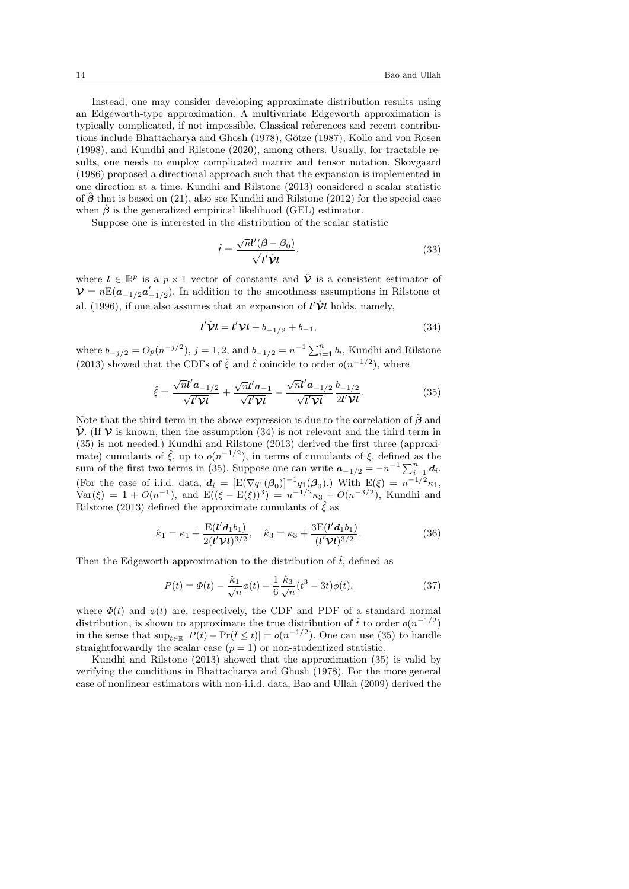Instead, one may consider developing approximate distribution results using an Edgeworth-type approximation. A multivariate Edgeworth approximation is typically complicated, if not impossible. Classical references and recent contributions include Bhattacharya and Ghosh (1978), Götze (1987), Kollo and von Rosen (1998), and Kundhi and Rilstone (2020), among others. Usually, for tractable results, one needs to employ complicated matrix and tensor notation. Skovgaard (1986) proposed a directional approach such that the expansion is implemented in one direction at a time. Kundhi and Rilstone (2013) considered a scalar statistic of $\hat{\boldsymbol{\beta}}$ that is based on (21), also see Kundhi and Rilstone (2012) for the special case when $\hat{\boldsymbol{\beta}}$ is the generalized empirical likelihood (GEL) estimator.

Suppose one is interested in the distribution of the scalar statistic

$$\hat{t} = \frac{\sqrt{n}\boldsymbol{l}'(\hat{\boldsymbol{\beta}} - \boldsymbol{\beta}_0)}{\sqrt{\boldsymbol{l}'\hat{\boldsymbol{\mathcal{V}}}\boldsymbol{l}}}, \tag{33}$$

where $\boldsymbol{l} \in \mathbb{R}^p$ is a $p \times 1$ vector of constants and $\hat{\boldsymbol{\mathcal{V}}}$ is a consistent estimator of $\boldsymbol{\mathcal{V}} = n\mathrm{E}(\boldsymbol{a}_{-1/2}\boldsymbol{a}'_{-1/2})$. In addition to the smoothness assumptions in Rilstone et al. (1996), if one also assumes that an expansion of $\boldsymbol{l}'\hat{\boldsymbol{\mathcal{V}}}\boldsymbol{l}$ holds, namely,

$$\boldsymbol{l}'\hat{\boldsymbol{\mathcal{V}}}\boldsymbol{l} = \boldsymbol{l}'\boldsymbol{\mathcal{V}}\boldsymbol{l} + b_{-1/2} + b_{-1}, \tag{34}$$

where $b_{-j/2} = O_p(n^{-j/2})$, $j = 1, 2$, and $b_{-1/2} = n^{-1}\sum_{i=1}^n b_i$, Kundhi and Rilstone (2013) showed that the CDFs of $\hat{\xi}$ and $\hat{t}$ coincide to order $o(n^{-1/2})$, where

$$\hat{\xi} = \frac{\sqrt{n}\boldsymbol{l}'\boldsymbol{a}_{-1/2}}{\sqrt{\boldsymbol{l}'\boldsymbol{\mathcal{V}}\boldsymbol{l}}} + \frac{\sqrt{n}\boldsymbol{l}'\boldsymbol{a}_{-1}}{\sqrt{\boldsymbol{l}'\boldsymbol{\mathcal{V}}\boldsymbol{l}}} - \frac{\sqrt{n}\boldsymbol{l}'\boldsymbol{a}_{-1/2}}{\sqrt{\boldsymbol{l}'\boldsymbol{\mathcal{V}}\boldsymbol{l}}}\frac{b_{-1/2}}{2\boldsymbol{l}'\boldsymbol{\mathcal{V}}\boldsymbol{l}}. \tag{35}$$

Note that the third term in the above expression is due to the correlation of $\hat{\boldsymbol{\beta}}$ and $\hat{\boldsymbol{\mathcal{V}}}$. (If $\boldsymbol{\mathcal{V}}$ is known, then the assumption (34) is not relevant and the third term in (35) is not needed.) Kundhi and Rilstone (2013) derived the first three (approximate) cumulants of $\hat{\xi}$, up to $o(n^{-1/2})$, in terms of cumulants of $\xi$, defined as the sum of the first two terms in (35). Suppose one can write $\boldsymbol{a}_{-1/2} = -n^{-1}\sum_{i=1}^n \boldsymbol{d}_i$. (For the case of i.i.d. data, $\boldsymbol{d}_i = [\mathrm{E}(\nabla q_1(\boldsymbol{\beta}_0)]^{-1} q_1(\boldsymbol{\beta}_0)$.) With $\mathrm{E}(\xi) = n^{-1/2}\kappa_1$, $\mathrm{Var}(\xi) = 1 + O(n^{-1})$, and $\mathrm{E}((\xi - \mathrm{E}(\xi))^3) = n^{-1/2}\kappa_3 + O(n^{-3/2})$, Kundhi and Rilstone (2013) defined the approximate cumulants of $\hat{\xi}$ as

$$\hat{\kappa}_1 = \kappa_1 + \frac{\mathrm{E}(\boldsymbol{l}'\boldsymbol{d}_1 b_1)}{2(\boldsymbol{l}'\boldsymbol{\mathcal{V}}\boldsymbol{l})^{3/2}}, \quad \hat{\kappa}_3 = \kappa_3 + \frac{3\mathrm{E}(\boldsymbol{l}'\boldsymbol{d}_1 b_1)}{(\boldsymbol{l}'\boldsymbol{\mathcal{V}}\boldsymbol{l})^{3/2}}. \tag{36}$$

Then the Edgeworth approximation to the distribution of $\hat{t}$, defined as

$$P(t) = \Phi(t) - \frac{\hat{\kappa}_1}{\sqrt{n}}\phi(t) - \frac{1}{6}\frac{\hat{\kappa}_3}{\sqrt{n}}(t^3 - 3t)\phi(t), \tag{37}$$

where $\Phi(t)$ and $\phi(t)$ are, respectively, the CDF and PDF of a standard normal distribution, is shown to approximate the true distribution of $\hat{t}$ to order $o(n^{-1/2})$ in the sense that $\sup_{t\in\mathbb{R}} |P(t) - \Pr(\hat{t} \le t)| = o(n^{-1/2})$. One can use (35) to handle straightforwardly the scalar case ($p = 1$) or non-studentized statistic.

Kundhi and Rilstone (2013) showed that the approximation (35) is valid by verifying the conditions in Bhattacharya and Ghosh (1978). For the more general case of nonlinear estimators with non-i.i.d. data, Bao and Ullah (2009) derived the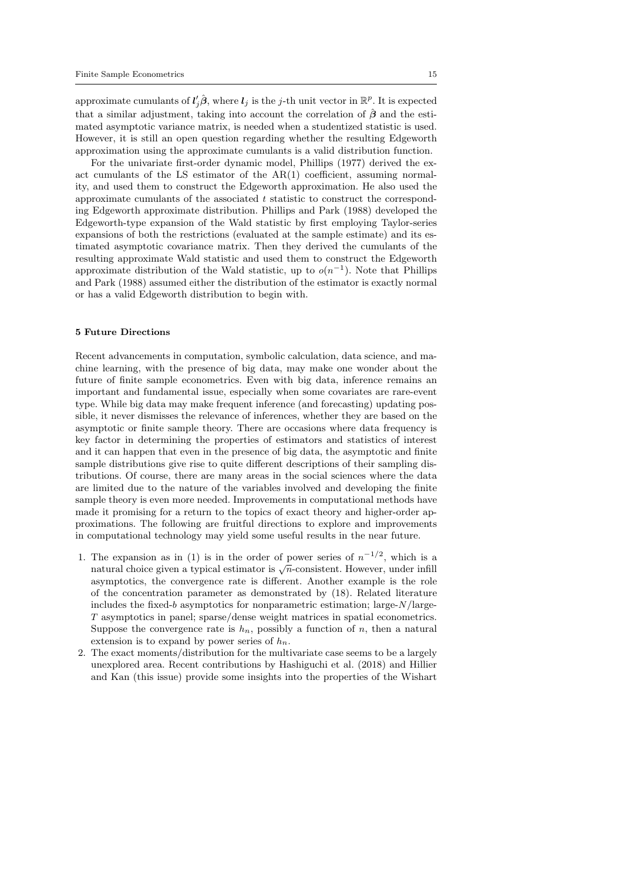approximate cumulants of $\boldsymbol{l}_j'\hat{\boldsymbol{\beta}}$, where $\boldsymbol{l}_j$ is the $j$-th unit vector in $\mathbb{R}^p$. It is expected that a similar adjustment, taking into account the correlation of $\hat{\boldsymbol{\beta}}$ and the estimated asymptotic variance matrix, is needed when a studentized statistic is used. However, it is still an open question regarding whether the resulting Edgeworth approximation using the approximate cumulants is a valid distribution function.

For the univariate first-order dynamic model, Phillips (1977) derived the exact cumulants of the LS estimator of the AR(1) coefficient, assuming normality, and used them to construct the Edgeworth approximation. He also used the approximate cumulants of the associated $t$ statistic to construct the corresponding Edgeworth approximate distribution. Phillips and Park (1988) developed the Edgeworth-type expansion of the Wald statistic by first employing Taylor-series expansions of both the restrictions (evaluated at the sample estimate) and its estimated asymptotic covariance matrix. Then they derived the cumulants of the resulting approximate Wald statistic and used them to construct the Edgeworth approximate distribution of the Wald statistic, up to $o(n^{-1})$. Note that Phillips and Park (1988) assumed either the distribution of the estimator is exactly normal or has a valid Edgeworth distribution to begin with.

## 5 Future Directions

Recent advancements in computation, symbolic calculation, data science, and machine learning, with the presence of big data, may make one wonder about the future of finite sample econometrics. Even with big data, inference remains an important and fundamental issue, especially when some covariates are rare-event type. While big data may make frequent inference (and forecasting) updating possible, it never dismisses the relevance of inferences, whether they are based on the asymptotic or finite sample theory. There are occasions where data frequency is key factor in determining the properties of estimators and statistics of interest and it can happen that even in the presence of big data, the asymptotic and finite sample distributions give rise to quite different descriptions of their sampling distributions. Of course, there are many areas in the social sciences where the data are limited due to the nature of the variables involved and developing the finite sample theory is even more needed. Improvements in computational methods have made it promising for a return to the topics of exact theory and higher-order approximations. The following are fruitful directions to explore and improvements in computational technology may yield some useful results in the near future.

1. The expansion as in (1) is in the order of power series of $n^{-1/2}$, which is a natural choice given a typical estimator is $\sqrt{n}$-consistent. However, under infill asymptotics, the convergence rate is different. Another example is the role of the concentration parameter as demonstrated by (18). Related literature includes the fixed-$b$ asymptotics for nonparametric estimation; large-$N$/large-$T$ asymptotics in panel; sparse/dense weight matrices in spatial econometrics. Suppose the convergence rate is $h_n$, possibly a function of $n$, then a natural extension is to expand by power series of $h_n$.
2. The exact moments/distribution for the multivariate case seems to be a largely unexplored area. Recent contributions by Hashiguchi et al. (2018) and Hillier and Kan (this issue) provide some insights into the properties of the Wishart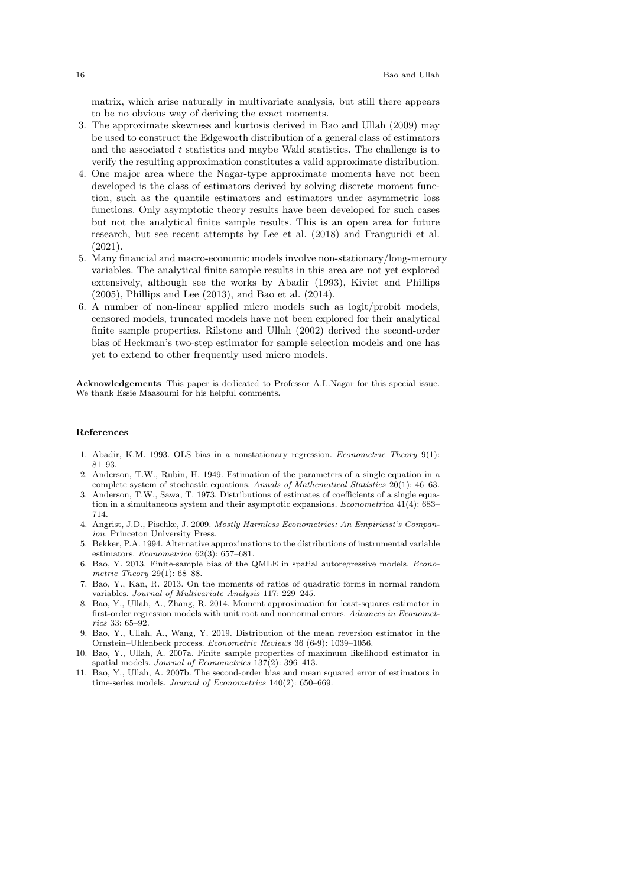matrix, which arise naturally in multivariate analysis, but still there appears to be no obvious way of deriving the exact moments.

3. The approximate skewness and kurtosis derived in Bao and Ullah (2009) may be used to construct the Edgeworth distribution of a general class of estimators and the associated $t$ statistics and maybe Wald statistics. The challenge is to verify the resulting approximation constitutes a valid approximate distribution.
4. One major area where the Nagar-type approximate moments have not been developed is the class of estimators derived by solving discrete moment function, such as the quantile estimators and estimators under asymmetric loss functions. Only asymptotic theory results have been developed for such cases but not the analytical finite sample results. This is an open area for future research, but see recent attempts by Lee et al. (2018) and Franguridi et al. (2021).
5. Many financial and macro-economic models involve non-stationary/long-memory variables. The analytical finite sample results in this area are not yet explored extensively, although see the works by Abadir (1993), Kiviet and Phillips (2005), Phillips and Lee (2013), and Bao et al. (2014).
6. A number of non-linear applied micro models such as logit/probit models, censored models, truncated models have not been explored for their analytical finite sample properties. Rilstone and Ullah (2002) derived the second-order bias of Heckman's two-step estimator for sample selection models and one has yet to extend to other frequently used micro models.

**Acknowledgements** This paper is dedicated to Professor A.L.Nagar for this special issue. We thank Essie Maasoumi for his helpful comments.

## References

1. Abadir, K.M. 1993. OLS bias in a nonstationary regression. *Econometric Theory* 9(1): 81–93.
2. Anderson, T.W., Rubin, H. 1949. Estimation of the parameters of a single equation in a complete system of stochastic equations. *Annals of Mathematical Statistics* 20(1): 46–63.
3. Anderson, T.W., Sawa, T. 1973. Distributions of estimates of coefficients of a single equation in a simultaneous system and their asymptotic expansions. *Econometrica* 41(4): 683–714.
4. Angrist, J.D., Pischke, J. 2009. *Mostly Harmless Econometrics: An Empiricist's Companion*. Princeton University Press.
5. Bekker, P.A. 1994. Alternative approximations to the distributions of instrumental variable estimators. *Econometrica* 62(3): 657–681.
6. Bao, Y. 2013. Finite-sample bias of the QMLE in spatial autoregressive models. *Econometric Theory* 29(1): 68–88.
7. Bao, Y., Kan, R. 2013. On the moments of ratios of quadratic forms in normal random variables. *Journal of Multivariate Analysis* 117: 229–245.
8. Bao, Y., Ullah, A., Zhang, R. 2014. Moment approximation for least-squares estimator in first-order regression models with unit root and nonnormal errors. *Advances in Econometrics* 33: 65–92.
9. Bao, Y., Ullah, A., Wang, Y. 2019. Distribution of the mean reversion estimator in the Ornstein–Uhlenbeck process. *Econometric Reviews* 36 (6-9): 1039–1056.
10. Bao, Y., Ullah, A. 2007a. Finite sample properties of maximum likelihood estimator in spatial models. *Journal of Econometrics* 137(2): 396–413.
11. Bao, Y., Ullah, A. 2007b. The second-order bias and mean squared error of estimators in time-series models. *Journal of Econometrics* 140(2): 650–669.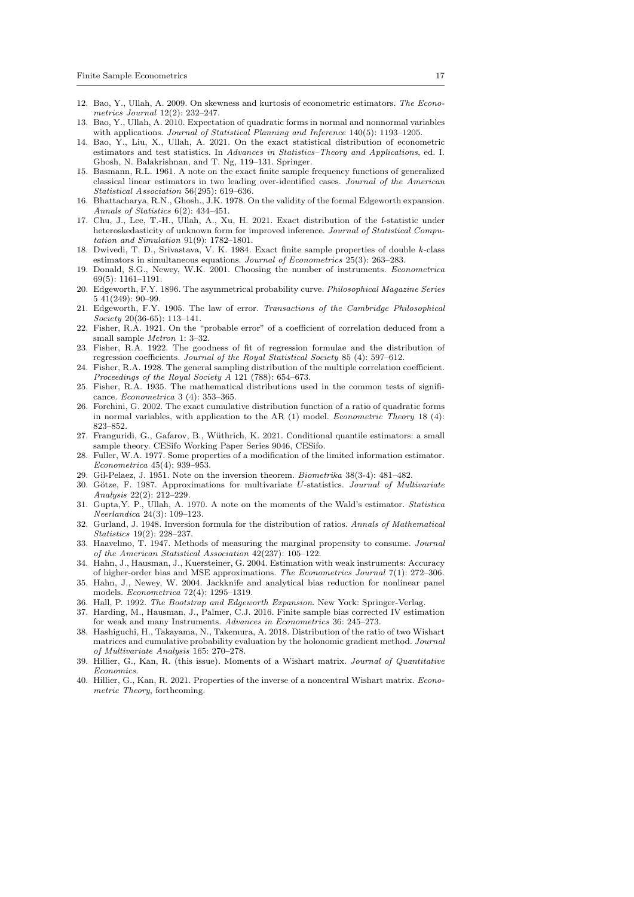12. Bao, Y., Ullah, A. 2009. On skewness and kurtosis of econometric estimators. *The Econometrics Journal* 12(2): 232–247.
13. Bao, Y., Ullah, A. 2010. Expectation of quadratic forms in normal and nonnormal variables with applications. *Journal of Statistical Planning and Inference* 140(5): 1193–1205.
14. Bao, Y., Liu, X., Ullah, A. 2021. On the exact statistical distribution of econometric estimators and test statistics. In *Advances in Statistics–Theory and Applications*, ed. I. Ghosh, N. Balakrishnan, and T. Ng, 119–131. Springer.
15. Basmann, R.L. 1961. A note on the exact finite sample frequency functions of generalized classical linear estimators in two leading over-identified cases. *Journal of the American Statistical Association* 56(295): 619–636.
16. Bhattacharya, R.N., Ghosh., J.K. 1978. On the validity of the formal Edgeworth expansion. *Annals of Statistics* 6(2): 434–451.
17. Chu, J., Lee, T.-H., Ullah, A., Xu, H. 2021. Exact distribution of the f-statistic under heteroskedasticity of unknown form for improved inference. *Journal of Statistical Computation and Simulation* 91(9): 1782–1801.
18. Dwivedi, T. D., Srivastava, V. K. 1984. Exact finite sample properties of double $k$-class estimators in simultaneous equations. *Journal of Econometrics* 25(3): 263–283.
19. Donald, S.G., Newey, W.K. 2001. Choosing the number of instruments. *Econometrica* 69(5): 1161–1191.
20. Edgeworth, F.Y. 1896. The asymmetrical probability curve. *Philosophical Magazine Series 5* 41(249): 90–99.
21. Edgeworth, F.Y. 1905. The law of error. *Transactions of the Cambridge Philosophical Society* 20(36-65): 113–141.
22. Fisher, R.A. 1921. On the "probable error" of a coefficient of correlation deduced from a small sample *Metron* 1: 3–32.
23. Fisher, R.A. 1922. The goodness of fit of regression formulae and the distribution of regression coefficients. *Journal of the Royal Statistical Society* 85 (4): 597–612.
24. Fisher, R.A. 1928. The general sampling distribution of the multiple correlation coefficient. *Proceedings of the Royal Society A* 121 (788): 654–673.
25. Fisher, R.A. 1935. The mathematical distributions used in the common tests of significance. *Econometrica* 3 (4): 353–365.
26. Forchini, G. 2002. The exact cumulative distribution function of a ratio of quadratic forms in normal variables, with application to the AR (1) model. *Econometric Theory* 18 (4): 823–852.
27. Franguridi, G., Gafarov, B., Wüthrich, K. 2021. Conditional quantile estimators: a small sample theory. CESifo Working Paper Series 9046, CESifo.
28. Fuller, W.A. 1977. Some properties of a modification of the limited information estimator. *Econometrica* 45(4): 939–953.
29. Gil-Pelaez, J. 1951. Note on the inversion theorem. *Biometrika* 38(3-4): 481–482.
30. Götze, F. 1987. Approximations for multivariate $U$-statistics. *Journal of Multivariate Analysis* 22(2): 212–229.
31. Gupta,Y. P., Ullah, A. 1970. A note on the moments of the Wald's estimator. *Statistica Neerlandica* 24(3): 109–123.
32. Gurland, J. 1948. Inversion formula for the distribution of ratios. *Annals of Mathematical Statistics* 19(2): 228–237.
33. Haavelmo, T. 1947. Methods of measuring the marginal propensity to consume. *Journal of the American Statistical Association* 42(237): 105–122.
34. Hahn, J., Hausman, J., Kuersteiner, G. 2004. Estimation with weak instruments: Accuracy of higher-order bias and MSE approximations. *The Econometrics Journal* 7(1): 272–306.
35. Hahn, J., Newey, W. 2004. Jackknife and analytical bias reduction for nonlinear panel models. *Econometrica* 72(4): 1295–1319.
36. Hall, P. 1992. *The Bootstrap and Edgeworth Expansion*. New York: Springer-Verlag.
37. Harding, M., Hausman, J., Palmer, C.J. 2016. Finite sample bias corrected IV estimation for weak and many Instruments. *Advances in Econometrics* 36: 245–273.
38. Hashiguchi, H., Takayama, N., Takemura, A. 2018. Distribution of the ratio of two Wishart matrices and cumulative probability evaluation by the holonomic gradient method. *Journal of Multivariate Analysis* 165: 270–278.
39. Hillier, G., Kan, R. (this issue). Moments of a Wishart matrix. *Journal of Quantitative Economics*.
40. Hillier, G., Kan, R. 2021. Properties of the inverse of a noncentral Wishart matrix. *Econometric Theory*, forthcoming.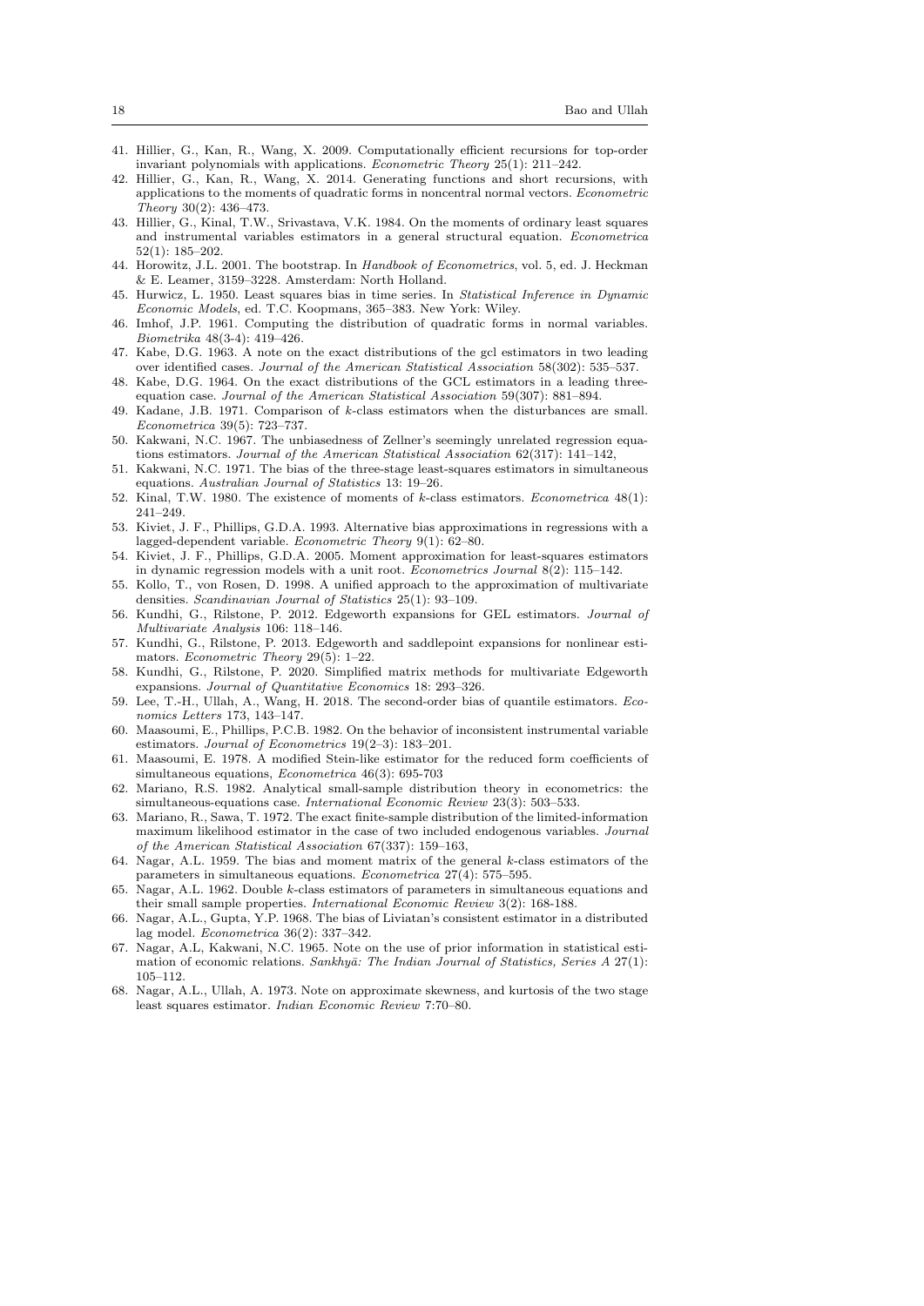41. Hillier, G., Kan, R., Wang, X. 2009. Computationally efficient recursions for top-order invariant polynomials with applications. *Econometric Theory* 25(1): 211–242.
42. Hillier, G., Kan, R., Wang, X. 2014. Generating functions and short recursions, with applications to the moments of quadratic forms in noncentral normal vectors. *Econometric Theory* 30(2): 436–473.
43. Hillier, G., Kinal, T.W., Srivastava, V.K. 1984. On the moments of ordinary least squares and instrumental variables estimators in a general structural equation. *Econometrica* 52(1): 185–202.
44. Horowitz, J.L. 2001. The bootstrap. In *Handbook of Econometrics*, vol. 5, ed. J. Heckman & E. Leamer, 3159–3228. Amsterdam: North Holland.
45. Hurwicz, L. 1950. Least squares bias in time series. In *Statistical Inference in Dynamic Economic Models*, ed. T.C. Koopmans, 365–383. New York: Wiley.
46. Imhof, J.P. 1961. Computing the distribution of quadratic forms in normal variables. *Biometrika* 48(3-4): 419–426.
47. Kabe, D.G. 1963. A note on the exact distributions of the gcl estimators in two leading over identified cases. *Journal of the American Statistical Association* 58(302): 535–537.
48. Kabe, D.G. 1964. On the exact distributions of the GCL estimators in a leading three-equation case. *Journal of the American Statistical Association* 59(307): 881–894.
49. Kadane, J.B. 1971. Comparison of $k$-class estimators when the disturbances are small. *Econometrica* 39(5): 723–737.
50. Kakwani, N.C. 1967. The unbiasedness of Zellner's seemingly unrelated regression equations estimators. *Journal of the American Statistical Association* 62(317): 141–142,
51. Kakwani, N.C. 1971. The bias of the three-stage least-squares estimators in simultaneous equations. *Australian Journal of Statistics* 13: 19–26.
52. Kinal, T.W. 1980. The existence of moments of $k$-class estimators. *Econometrica* 48(1): 241–249.
53. Kiviet, J. F., Phillips, G.D.A. 1993. Alternative bias approximations in regressions with a lagged-dependent variable. *Econometric Theory* 9(1): 62–80.
54. Kiviet, J. F., Phillips, G.D.A. 2005. Moment approximation for least-squares estimators in dynamic regression models with a unit root. *Econometrics Journal* 8(2): 115–142.
55. Kollo, T., von Rosen, D. 1998. A unified approach to the approximation of multivariate densities. *Scandinavian Journal of Statistics* 25(1): 93–109.
56. Kundhi, G., Rilstone, P. 2012. Edgeworth expansions for GEL estimators. *Journal of Multivariate Analysis* 106: 118–146.
57. Kundhi, G., Rilstone, P. 2013. Edgeworth and saddlepoint expansions for nonlinear estimators. *Econometric Theory* 29(5): 1–22.
58. Kundhi, G., Rilstone, P. 2020. Simplified matrix methods for multivariate Edgeworth expansions. *Journal of Quantitative Economics* 18: 293–326.
59. Lee, T.-H., Ullah, A., Wang, H. 2018. The second-order bias of quantile estimators. *Economics Letters* 173, 143–147.
60. Maasoumi, E., Phillips, P.C.B. 1982. On the behavior of inconsistent instrumental variable estimators. *Journal of Econometrics* 19(2–3): 183–201.
61. Maasoumi, E. 1978. A modified Stein-like estimator for the reduced form coefficients of simultaneous equations, *Econometrica* 46(3): 695-703
62. Mariano, R.S. 1982. Analytical small-sample distribution theory in econometrics: the simultaneous-equations case. *International Economic Review* 23(3): 503–533.
63. Mariano, R., Sawa, T. 1972. The exact finite-sample distribution of the limited-information maximum likelihood estimator in the case of two included endogenous variables. *Journal of the American Statistical Association* 67(337): 159–163,
64. Nagar, A.L. 1959. The bias and moment matrix of the general $k$-class estimators of the parameters in simultaneous equations. *Econometrica* 27(4): 575–595.
65. Nagar, A.L. 1962. Double $k$-class estimators of parameters in simultaneous equations and their small sample properties. *International Economic Review* 3(2): 168-188.
66. Nagar, A.L., Gupta, Y.P. 1968. The bias of Liviatan's consistent estimator in a distributed lag model. *Econometrica* 36(2): 337–342.
67. Nagar, A.L, Kakwani, N.C. 1965. Note on the use of prior information in statistical estimation of economic relations. *Sankhyā: The Indian Journal of Statistics, Series A* 27(1): 105–112.
68. Nagar, A.L., Ullah, A. 1973. Note on approximate skewness, and kurtosis of the two stage least squares estimator. *Indian Economic Review* 7:70–80.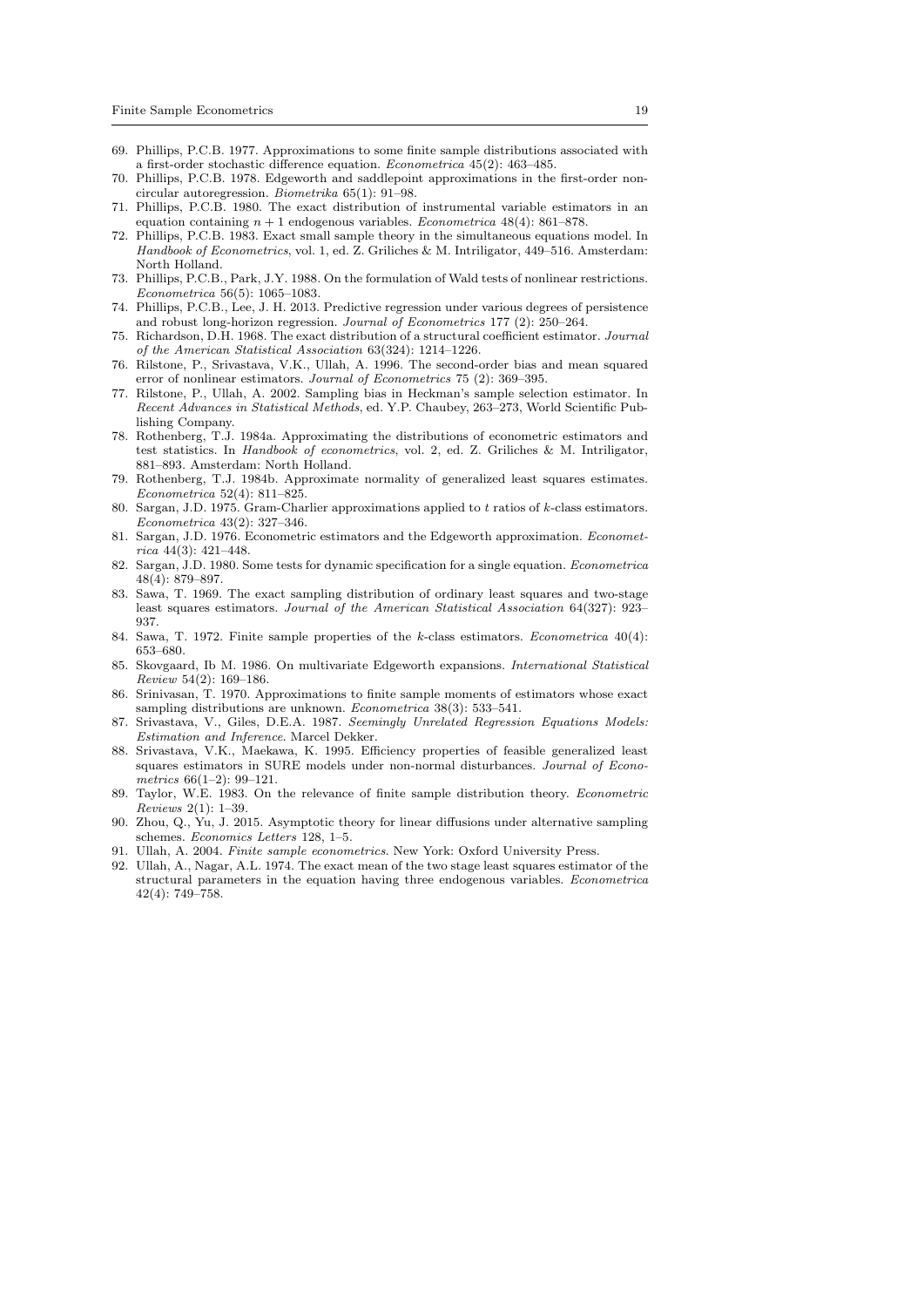69. Phillips, P.C.B. 1977. Approximations to some finite sample distributions associated with a first-order stochastic difference equation. *Econometrica* 45(2): 463–485.
70. Phillips, P.C.B. 1978. Edgeworth and saddlepoint approximations in the first-order noncircular autoregression. *Biometrika* 65(1): 91–98.
71. Phillips, P.C.B. 1980. The exact distribution of instrumental variable estimators in an equation containing $n + 1$ endogenous variables. *Econometrica* 48(4): 861–878.
72. Phillips, P.C.B. 1983. Exact small sample theory in the simultaneous equations model. In *Handbook of Econometrics*, vol. 1, ed. Z. Griliches & M. Intriligator, 449–516. Amsterdam: North Holland.
73. Phillips, P.C.B., Park, J.Y. 1988. On the formulation of Wald tests of nonlinear restrictions. *Econometrica* 56(5): 1065–1083.
74. Phillips, P.C.B., Lee, J. H. 2013. Predictive regression under various degrees of persistence and robust long-horizon regression. *Journal of Econometrics* 177 (2): 250–264.
75. Richardson, D.H. 1968. The exact distribution of a structural coefficient estimator. *Journal of the American Statistical Association* 63(324): 1214–1226.
76. Rilstone, P., Srivastava, V.K., Ullah, A. 1996. The second-order bias and mean squared error of nonlinear estimators. *Journal of Econometrics* 75 (2): 369–395.
77. Rilstone, P., Ullah, A. 2002. Sampling bias in Heckman's sample selection estimator. In *Recent Advances in Statistical Methods*, ed. Y.P. Chaubey, 263–273, World Scientific Publishing Company.
78. Rothenberg, T.J. 1984a. Approximating the distributions of econometric estimators and test statistics. In *Handbook of econometrics*, vol. 2, ed. Z. Griliches & M. Intriligator, 881–893. Amsterdam: North Holland.
79. Rothenberg, T.J. 1984b. Approximate normality of generalized least squares estimates. *Econometrica* 52(4): 811–825.
80. Sargan, J.D. 1975. Gram-Charlier approximations applied to $t$ ratios of $k$-class estimators. *Econometrica* 43(2): 327–346.
81. Sargan, J.D. 1976. Econometric estimators and the Edgeworth approximation. *Econometrica* 44(3): 421–448.
82. Sargan, J.D. 1980. Some tests for dynamic specification for a single equation. *Econometrica* 48(4): 879–897.
83. Sawa, T. 1969. The exact sampling distribution of ordinary least squares and two-stage least squares estimators. *Journal of the American Statistical Association* 64(327): 923–937.
84. Sawa, T. 1972. Finite sample properties of the $k$-class estimators. *Econometrica* 40(4): 653–680.
85. Skovgaard, Ib M. 1986. On multivariate Edgeworth expansions. *International Statistical Review* 54(2): 169–186.
86. Srinivasan, T. 1970. Approximations to finite sample moments of estimators whose exact sampling distributions are unknown. *Econometrica* 38(3): 533–541.
87. Srivastava, V., Giles, D.E.A. 1987. *Seemingly Unrelated Regression Equations Models: Estimation and Inference*. Marcel Dekker.
88. Srivastava, V.K., Maekawa, K. 1995. Efficiency properties of feasible generalized least squares estimators in SURE models under non-normal disturbances. *Journal of Econometrics* 66(1–2): 99–121.
89. Taylor, W.E. 1983. On the relevance of finite sample distribution theory. *Econometric Reviews* 2(1): 1–39.
90. Zhou, Q., Yu, J. 2015. Asymptotic theory for linear diffusions under alternative sampling schemes. *Economics Letters* 128, 1–5.
91. Ullah, A. 2004. *Finite sample econometrics*. New York: Oxford University Press.
92. Ullah, A., Nagar, A.L. 1974. The exact mean of the two stage least squares estimator of the structural parameters in the equation having three endogenous variables. *Econometrica* 42(4): 749–758.